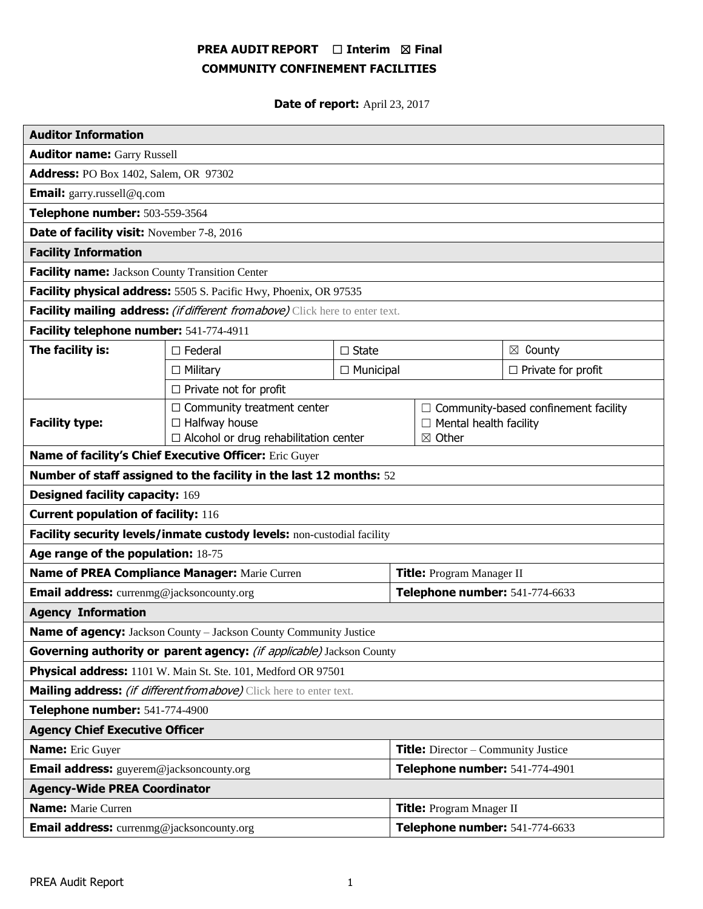**PREA AUDIT REPORT ☐ Interim ☒ Final**
**COMMUNITY CONFINEMENT FACILITIES**

**Date of report:** April 23, 2017

| **Auditor Information** | | | |
|---|---|---|---|
| **Auditor name:** Garry Russell | | | |
| **Address:** PO Box 1402, Salem, OR 97302 | | | |
| **Email:** garry.russell@q.com | | | |
| **Telephone number:** 503-559-3564 | | | |
| **Date of facility visit:** November 7-8, 2016 | | | |
| **Facility Information** | | | |
| **Facility name:** Jackson County Transition Center | | | |
| **Facility physical address:** 5505 S. Pacific Hwy, Phoenix, OR 97535 | | | |
| **Facility mailing address:** *(if different from above)* Click here to enter text. | | | |
| **Facility telephone number:** 541-774-4911 | | | |
| **The facility is:** | ☐ Federal | ☐ State | ☒ County |
| | ☐ Military | ☐ Municipal | ☐ Private for profit |
| | ☐ Private not for profit | | |
| **Facility type:** | ☐ Community treatment center<br>☐ Halfway house<br>☐ Alcohol or drug rehabilitation center | ☐ Community-based confinement facility<br>☐ Mental health facility<br>☒ Other | |
| **Name of facility's Chief Executive Officer:** Eric Guyer | | | |
| **Number of staff assigned to the facility in the last 12 months:** 52 | | | |
| **Designed facility capacity:** 169 | | | |
| **Current population of facility:** 116 | | | |
| **Facility security levels/inmate custody levels:** non-custodial facility | | | |
| **Age range of the population:** 18-75 | | | |
| **Name of PREA Compliance Manager:** Marie Curren | | **Title:** Program Manager II | |
| **Email address:** currenmg@jacksoncounty.org | | **Telephone number:** 541-774-6633 | |
| **Agency Information** | | | |
| **Name of agency:** Jackson County – Jackson County Community Justice | | | |
| **Governing authority or parent agency:** *(if applicable)* Jackson County | | | |
| **Physical address:** 1101 W. Main St. Ste. 101, Medford OR 97501 | | | |
| **Mailing address:** *(if different from above)* Click here to enter text. | | | |
| **Telephone number:** 541-774-4900 | | | |
| **Agency Chief Executive Officer** | | | |
| **Name:** Eric Guyer | | **Title:** Director – Community Justice | |
| **Email address:** guyerem@jacksoncounty.org | | **Telephone number:** 541-774-4901 | |
| **Agency-Wide PREA Coordinator** | | | |
| **Name:** Marie Curren | | **Title:** Program Mnager II | |
| **Email address:** currenmg@jacksoncounty.org | | **Telephone number:** 541-774-6633 | |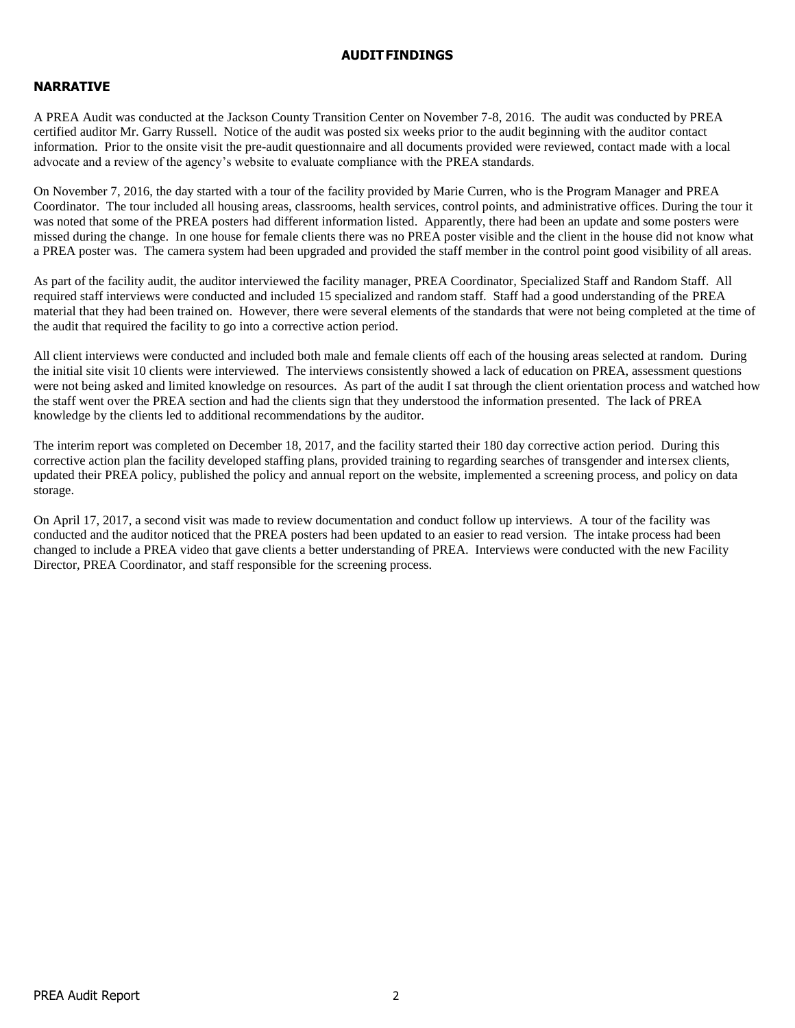# AUDIT FINDINGS

## NARRATIVE

A PREA Audit was conducted at the Jackson County Transition Center on November 7-8, 2016. The audit was conducted by PREA certified auditor Mr. Garry Russell. Notice of the audit was posted six weeks prior to the audit beginning with the auditor contact information. Prior to the onsite visit the pre-audit questionnaire and all documents provided were reviewed, contact made with a local advocate and a review of the agency's website to evaluate compliance with the PREA standards.

On November 7, 2016, the day started with a tour of the facility provided by Marie Curren, who is the Program Manager and PREA Coordinator. The tour included all housing areas, classrooms, health services, control points, and administrative offices. During the tour it was noted that some of the PREA posters had different information listed. Apparently, there had been an update and some posters were missed during the change. In one house for female clients there was no PREA poster visible and the client in the house did not know what a PREA poster was. The camera system had been upgraded and provided the staff member in the control point good visibility of all areas.

As part of the facility audit, the auditor interviewed the facility manager, PREA Coordinator, Specialized Staff and Random Staff. All required staff interviews were conducted and included 15 specialized and random staff. Staff had a good understanding of the PREA material that they had been trained on. However, there were several elements of the standards that were not being completed at the time of the audit that required the facility to go into a corrective action period.

All client interviews were conducted and included both male and female clients off each of the housing areas selected at random. During the initial site visit 10 clients were interviewed. The interviews consistently showed a lack of education on PREA, assessment questions were not being asked and limited knowledge on resources. As part of the audit I sat through the client orientation process and watched how the staff went over the PREA section and had the clients sign that they understood the information presented. The lack of PREA knowledge by the clients led to additional recommendations by the auditor.

The interim report was completed on December 18, 2017, and the facility started their 180 day corrective action period. During this corrective action plan the facility developed staffing plans, provided training to regarding searches of transgender and intersex clients, updated their PREA policy, published the policy and annual report on the website, implemented a screening process, and policy on data storage.

On April 17, 2017, a second visit was made to review documentation and conduct follow up interviews. A tour of the facility was conducted and the auditor noticed that the PREA posters had been updated to an easier to read version. The intake process had been changed to include a PREA video that gave clients a better understanding of PREA. Interviews were conducted with the new Facility Director, PREA Coordinator, and staff responsible for the screening process.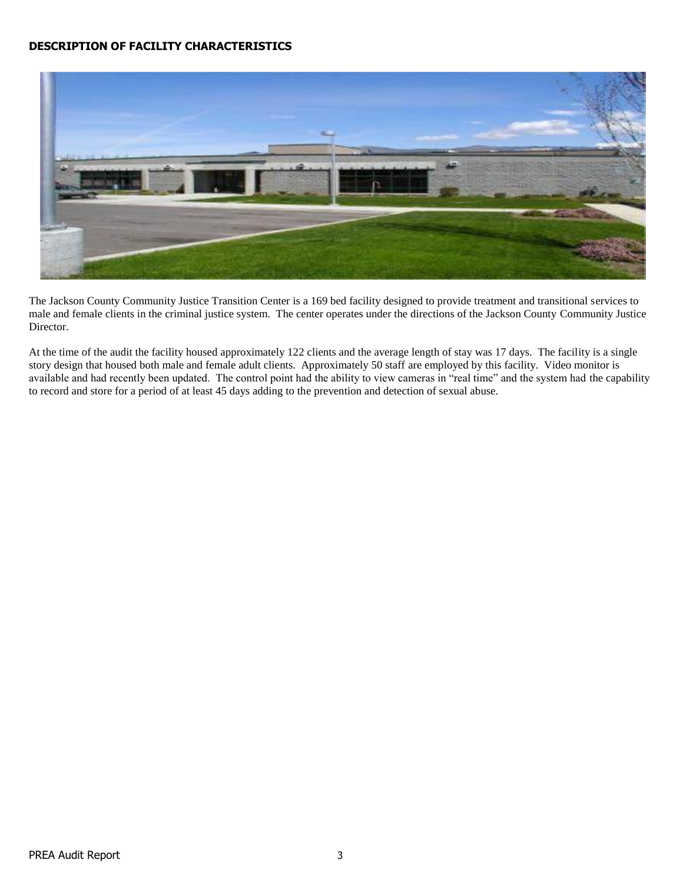**DESCRIPTION OF FACILITY CHARACTERISTICS**

The Jackson County Community Justice Transition Center is a 169 bed facility designed to provide treatment and transitional services to male and female clients in the criminal justice system. The center operates under the directions of the Jackson County Community Justice Director.

At the time of the audit the facility housed approximately 122 clients and the average length of stay was 17 days. The facility is a single story design that housed both male and female adult clients. Approximately 50 staff are employed by this facility. Video monitor is available and had recently been updated. The control point had the ability to view cameras in "real time" and the system had the capability to record and store for a period of at least 45 days adding to the prevention and detection of sexual abuse.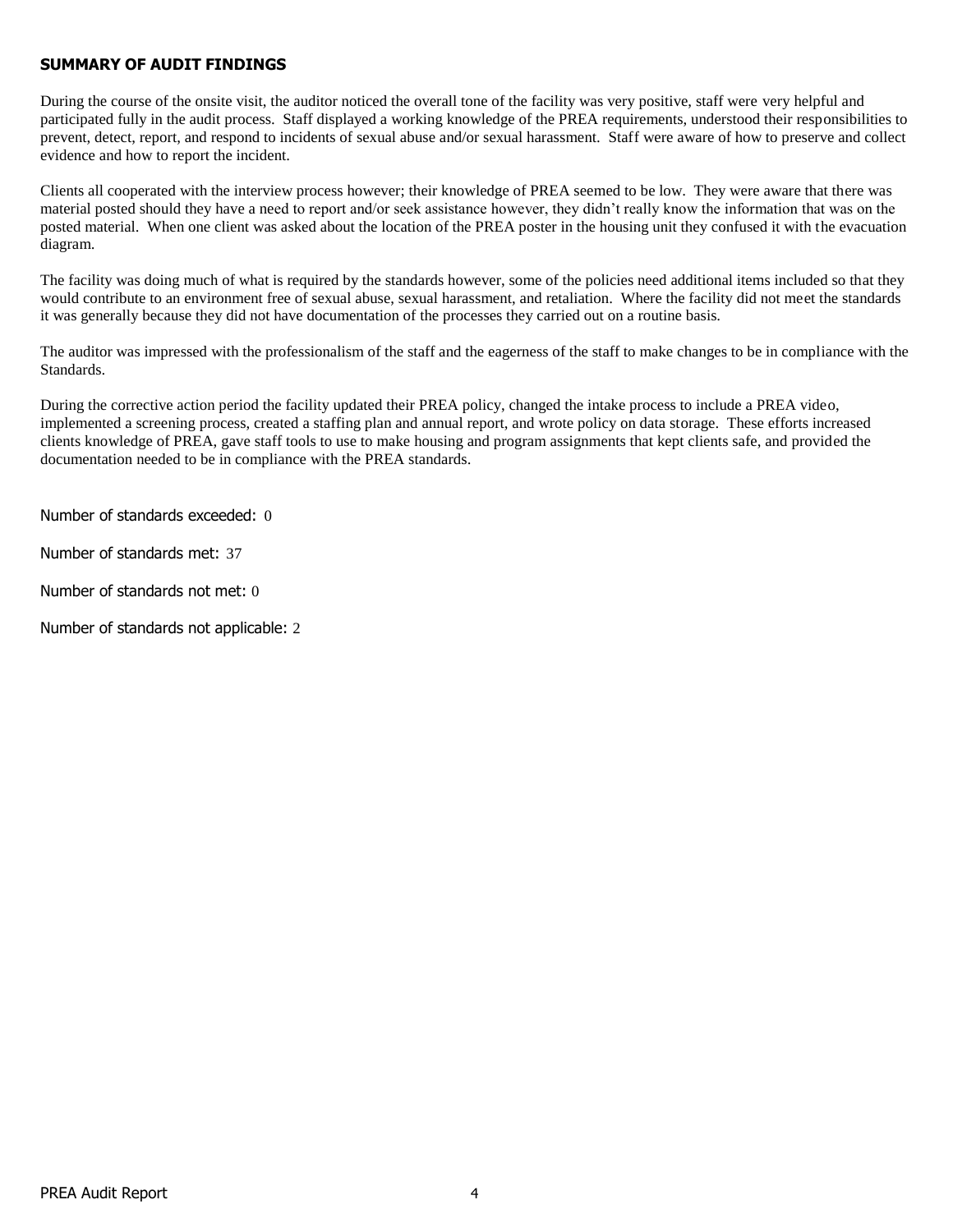## SUMMARY OF AUDIT FINDINGS

During the course of the onsite visit, the auditor noticed the overall tone of the facility was very positive, staff were very helpful and participated fully in the audit process. Staff displayed a working knowledge of the PREA requirements, understood their responsibilities to prevent, detect, report, and respond to incidents of sexual abuse and/or sexual harassment. Staff were aware of how to preserve and collect evidence and how to report the incident.

Clients all cooperated with the interview process however; their knowledge of PREA seemed to be low. They were aware that there was material posted should they have a need to report and/or seek assistance however, they didn't really know the information that was on the posted material. When one client was asked about the location of the PREA poster in the housing unit they confused it with the evacuation diagram.

The facility was doing much of what is required by the standards however, some of the policies need additional items included so that they would contribute to an environment free of sexual abuse, sexual harassment, and retaliation. Where the facility did not meet the standards it was generally because they did not have documentation of the processes they carried out on a routine basis.

The auditor was impressed with the professionalism of the staff and the eagerness of the staff to make changes to be in compliance with the Standards.

During the corrective action period the facility updated their PREA policy, changed the intake process to include a PREA video, implemented a screening process, created a staffing plan and annual report, and wrote policy on data storage. These efforts increased clients knowledge of PREA, gave staff tools to use to make housing and program assignments that kept clients safe, and provided the documentation needed to be in compliance with the PREA standards.

Number of standards exceeded: 0

Number of standards met: 37

Number of standards not met: 0

Number of standards not applicable: 2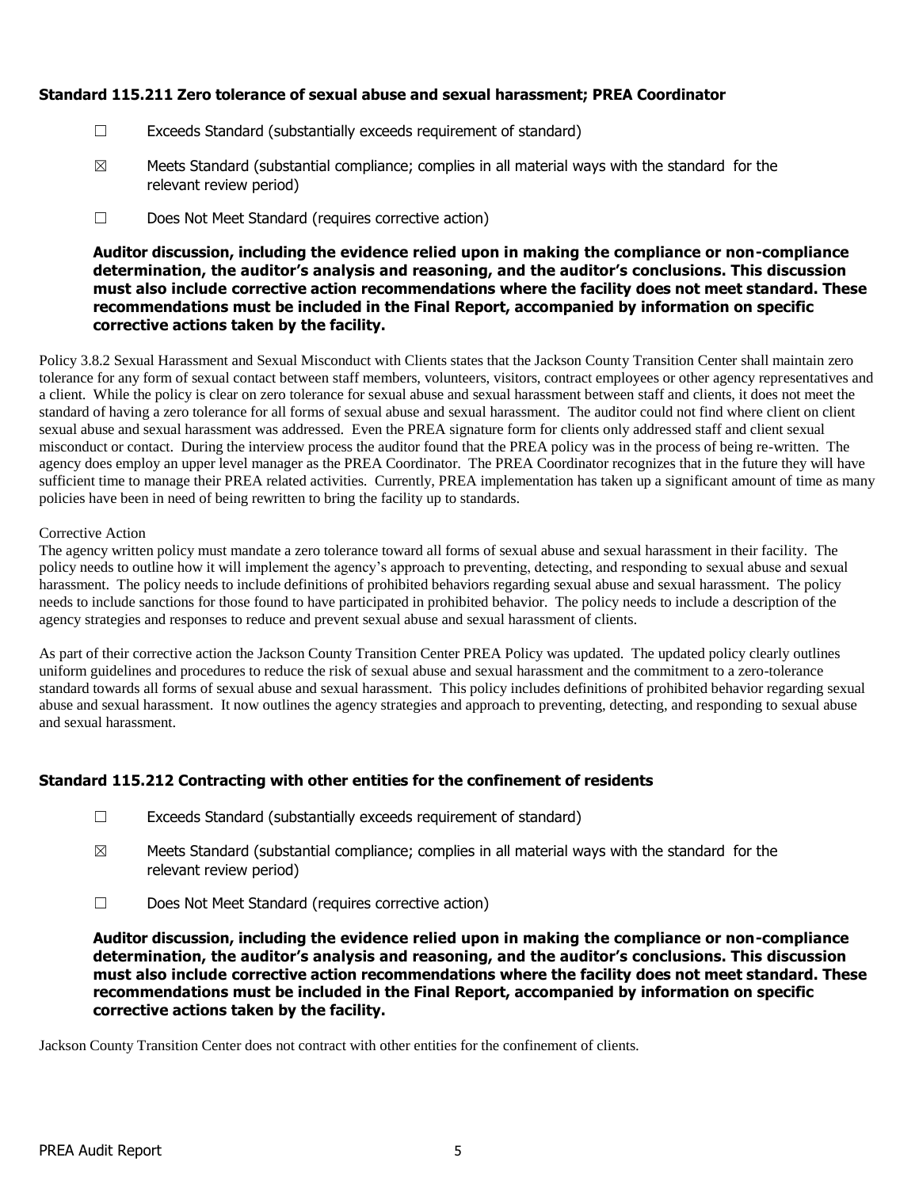### Standard 115.211 Zero tolerance of sexual abuse and sexual harassment; PREA Coordinator

☐ Exceeds Standard (substantially exceeds requirement of standard)

☒ Meets Standard (substantial compliance; complies in all material ways with the standard for the relevant review period)

☐ Does Not Meet Standard (requires corrective action)

**Auditor discussion, including the evidence relied upon in making the compliance or non-compliance determination, the auditor's analysis and reasoning, and the auditor's conclusions. This discussion must also include corrective action recommendations where the facility does not meet standard. These recommendations must be included in the Final Report, accompanied by information on specific corrective actions taken by the facility.**

Policy 3.8.2 Sexual Harassment and Sexual Misconduct with Clients states that the Jackson County Transition Center shall maintain zero tolerance for any form of sexual contact between staff members, volunteers, visitors, contract employees or other agency representatives and a client. While the policy is clear on zero tolerance for sexual abuse and sexual harassment between staff and clients, it does not meet the standard of having a zero tolerance for all forms of sexual abuse and sexual harassment. The auditor could not find where client on client sexual abuse and sexual harassment was addressed. Even the PREA signature form for clients only addressed staff and client sexual misconduct or contact. During the interview process the auditor found that the PREA policy was in the process of being re-written. The agency does employ an upper level manager as the PREA Coordinator. The PREA Coordinator recognizes that in the future they will have sufficient time to manage their PREA related activities. Currently, PREA implementation has taken up a significant amount of time as many policies have been in need of being rewritten to bring the facility up to standards.

Corrective Action

The agency written policy must mandate a zero tolerance toward all forms of sexual abuse and sexual harassment in their facility. The policy needs to outline how it will implement the agency's approach to preventing, detecting, and responding to sexual abuse and sexual harassment. The policy needs to include definitions of prohibited behaviors regarding sexual abuse and sexual harassment. The policy needs to include sanctions for those found to have participated in prohibited behavior. The policy needs to include a description of the agency strategies and responses to reduce and prevent sexual abuse and sexual harassment of clients.

As part of their corrective action the Jackson County Transition Center PREA Policy was updated. The updated policy clearly outlines uniform guidelines and procedures to reduce the risk of sexual abuse and sexual harassment and the commitment to a zero-tolerance standard towards all forms of sexual abuse and sexual harassment. This policy includes definitions of prohibited behavior regarding sexual abuse and sexual harassment. It now outlines the agency strategies and approach to preventing, detecting, and responding to sexual abuse and sexual harassment.

### Standard 115.212 Contracting with other entities for the confinement of residents

☐ Exceeds Standard (substantially exceeds requirement of standard)

☒ Meets Standard (substantial compliance; complies in all material ways with the standard for the relevant review period)

☐ Does Not Meet Standard (requires corrective action)

**Auditor discussion, including the evidence relied upon in making the compliance or non-compliance determination, the auditor's analysis and reasoning, and the auditor's conclusions. This discussion must also include corrective action recommendations where the facility does not meet standard. These recommendations must be included in the Final Report, accompanied by information on specific corrective actions taken by the facility.**

Jackson County Transition Center does not contract with other entities for the confinement of clients.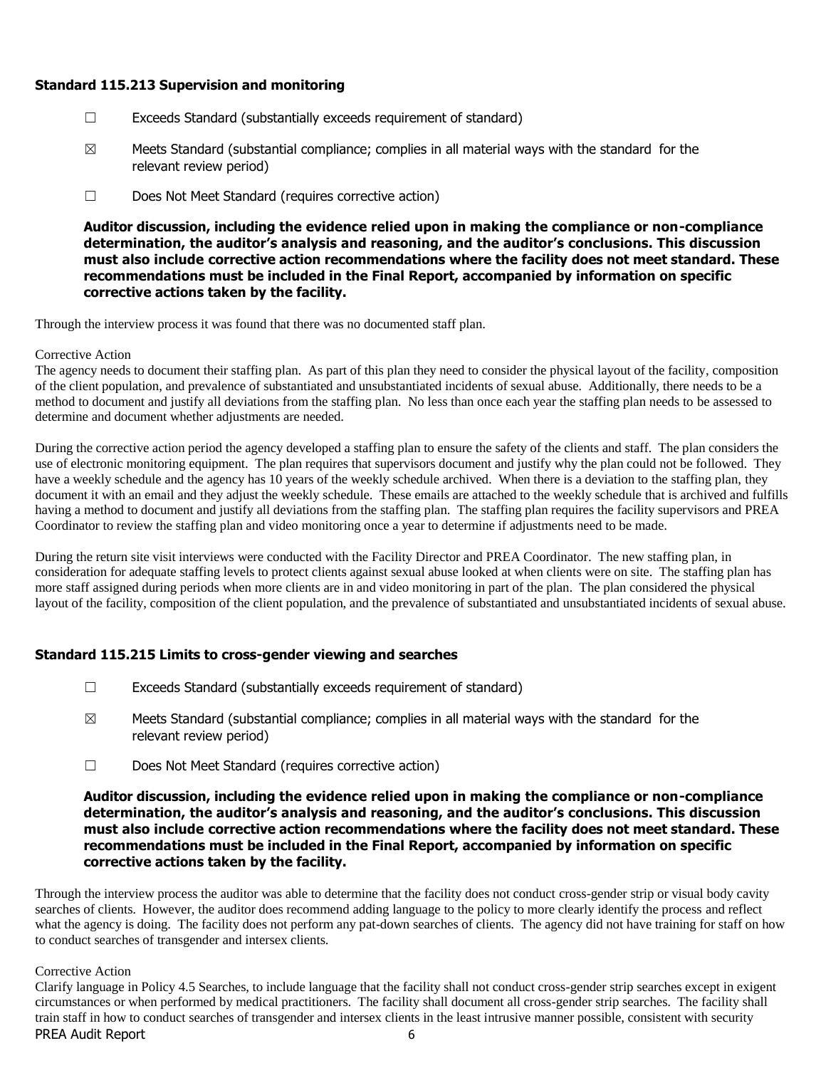### Standard 115.213 Supervision and monitoring

☐ Exceeds Standard (substantially exceeds requirement of standard)

☒ Meets Standard (substantial compliance; complies in all material ways with the standard for the relevant review period)

☐ Does Not Meet Standard (requires corrective action)

**Auditor discussion, including the evidence relied upon in making the compliance or non-compliance determination, the auditor's analysis and reasoning, and the auditor's conclusions. This discussion must also include corrective action recommendations where the facility does not meet standard. These recommendations must be included in the Final Report, accompanied by information on specific corrective actions taken by the facility.**

Through the interview process it was found that there was no documented staff plan.

Corrective Action

The agency needs to document their staffing plan. As part of this plan they need to consider the physical layout of the facility, composition of the client population, and prevalence of substantiated and unsubstantiated incidents of sexual abuse. Additionally, there needs to be a method to document and justify all deviations from the staffing plan. No less than once each year the staffing plan needs to be assessed to determine and document whether adjustments are needed.

During the corrective action period the agency developed a staffing plan to ensure the safety of the clients and staff. The plan considers the use of electronic monitoring equipment. The plan requires that supervisors document and justify why the plan could not be followed. They have a weekly schedule and the agency has 10 years of the weekly schedule archived. When there is a deviation to the staffing plan, they document it with an email and they adjust the weekly schedule. These emails are attached to the weekly schedule that is archived and fulfills having a method to document and justify all deviations from the staffing plan. The staffing plan requires the facility supervisors and PREA Coordinator to review the staffing plan and video monitoring once a year to determine if adjustments need to be made.

During the return site visit interviews were conducted with the Facility Director and PREA Coordinator. The new staffing plan, in consideration for adequate staffing levels to protect clients against sexual abuse looked at when clients were on site. The staffing plan has more staff assigned during periods when more clients are in and video monitoring in part of the plan. The plan considered the physical layout of the facility, composition of the client population, and the prevalence of substantiated and unsubstantiated incidents of sexual abuse.

### Standard 115.215 Limits to cross-gender viewing and searches

☐ Exceeds Standard (substantially exceeds requirement of standard)

☒ Meets Standard (substantial compliance; complies in all material ways with the standard for the relevant review period)

☐ Does Not Meet Standard (requires corrective action)

**Auditor discussion, including the evidence relied upon in making the compliance or non-compliance determination, the auditor's analysis and reasoning, and the auditor's conclusions. This discussion must also include corrective action recommendations where the facility does not meet standard. These recommendations must be included in the Final Report, accompanied by information on specific corrective actions taken by the facility.**

Through the interview process the auditor was able to determine that the facility does not conduct cross-gender strip or visual body cavity searches of clients. However, the auditor does recommend adding language to the policy to more clearly identify the process and reflect what the agency is doing. The facility does not perform any pat-down searches of clients. The agency did not have training for staff on how to conduct searches of transgender and intersex clients.

Corrective Action

Clarify language in Policy 4.5 Searches, to include language that the facility shall not conduct cross-gender strip searches except in exigent circumstances or when performed by medical practitioners. The facility shall document all cross-gender strip searches. The facility shall train staff in how to conduct searches of transgender and intersex clients in the least intrusive manner possible, consistent with security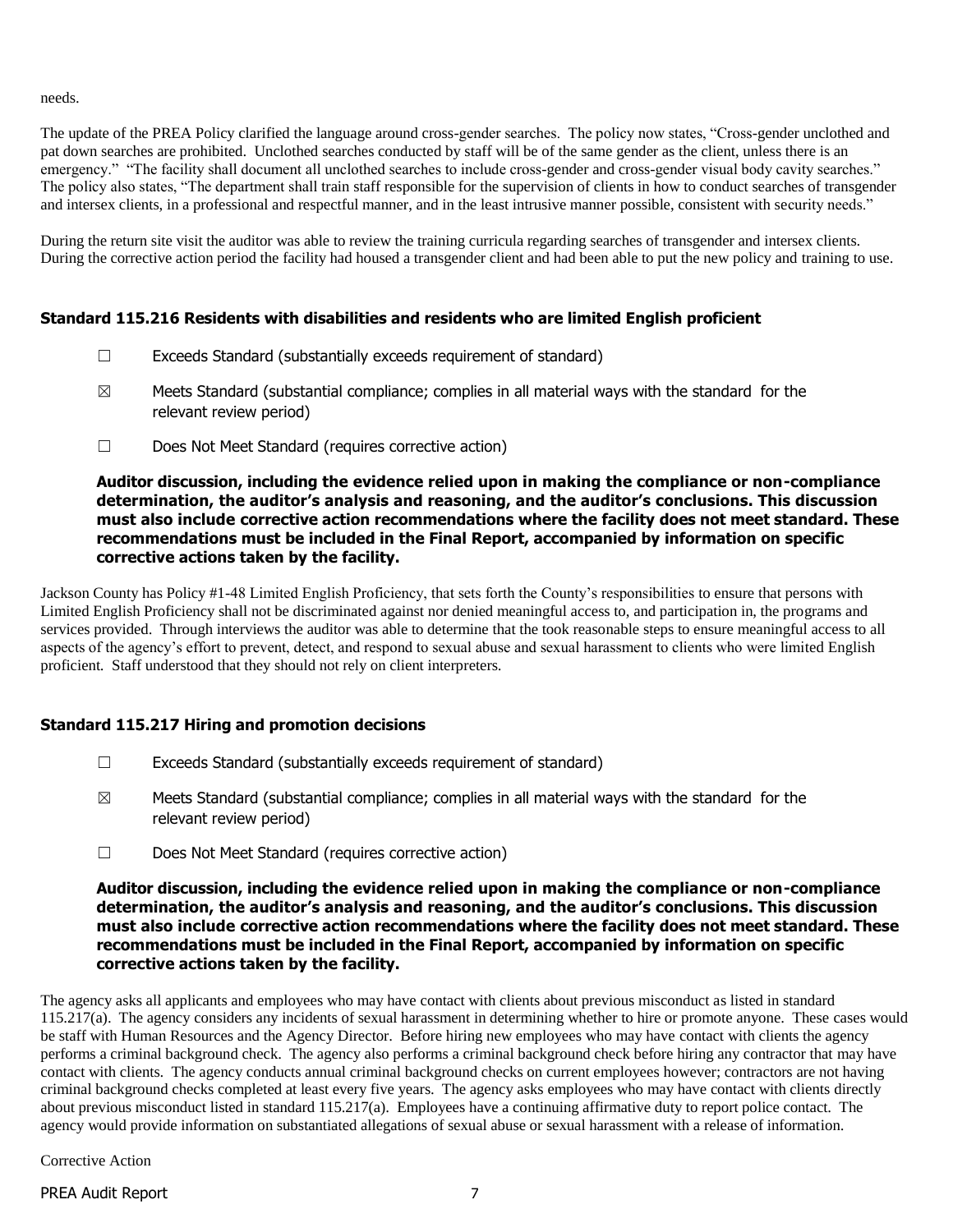needs.

The update of the PREA Policy clarified the language around cross-gender searches. The policy now states, "Cross-gender unclothed and pat down searches are prohibited. Unclothed searches conducted by staff will be of the same gender as the client, unless there is an emergency." "The facility shall document all unclothed searches to include cross-gender and cross-gender visual body cavity searches." The policy also states, "The department shall train staff responsible for the supervision of clients in how to conduct searches of transgender and intersex clients, in a professional and respectful manner, and in the least intrusive manner possible, consistent with security needs."

During the return site visit the auditor was able to review the training curricula regarding searches of transgender and intersex clients. During the corrective action period the facility had housed a transgender client and had been able to put the new policy and training to use.

### Standard 115.216 Residents with disabilities and residents who are limited English proficient

☐ Exceeds Standard (substantially exceeds requirement of standard)

☒ Meets Standard (substantial compliance; complies in all material ways with the standard for the relevant review period)

☐ Does Not Meet Standard (requires corrective action)

**Auditor discussion, including the evidence relied upon in making the compliance or non-compliance determination, the auditor's analysis and reasoning, and the auditor's conclusions. This discussion must also include corrective action recommendations where the facility does not meet standard. These recommendations must be included in the Final Report, accompanied by information on specific corrective actions taken by the facility.**

Jackson County has Policy #1-48 Limited English Proficiency, that sets forth the County's responsibilities to ensure that persons with Limited English Proficiency shall not be discriminated against nor denied meaningful access to, and participation in, the programs and services provided. Through interviews the auditor was able to determine that the took reasonable steps to ensure meaningful access to all aspects of the agency's effort to prevent, detect, and respond to sexual abuse and sexual harassment to clients who were limited English proficient. Staff understood that they should not rely on client interpreters.

### Standard 115.217 Hiring and promotion decisions

☐ Exceeds Standard (substantially exceeds requirement of standard)

☒ Meets Standard (substantial compliance; complies in all material ways with the standard for the relevant review period)

☐ Does Not Meet Standard (requires corrective action)

**Auditor discussion, including the evidence relied upon in making the compliance or non-compliance determination, the auditor's analysis and reasoning, and the auditor's conclusions. This discussion must also include corrective action recommendations where the facility does not meet standard. These recommendations must be included in the Final Report, accompanied by information on specific corrective actions taken by the facility.**

The agency asks all applicants and employees who may have contact with clients about previous misconduct as listed in standard 115.217(a). The agency considers any incidents of sexual harassment in determining whether to hire or promote anyone. These cases would be staff with Human Resources and the Agency Director. Before hiring new employees who may have contact with clients the agency performs a criminal background check. The agency also performs a criminal background check before hiring any contractor that may have contact with clients. The agency conducts annual criminal background checks on current employees however; contractors are not having criminal background checks completed at least every five years. The agency asks employees who may have contact with clients directly about previous misconduct listed in standard 115.217(a). Employees have a continuing affirmative duty to report police contact. The agency would provide information on substantiated allegations of sexual abuse or sexual harassment with a release of information.

Corrective Action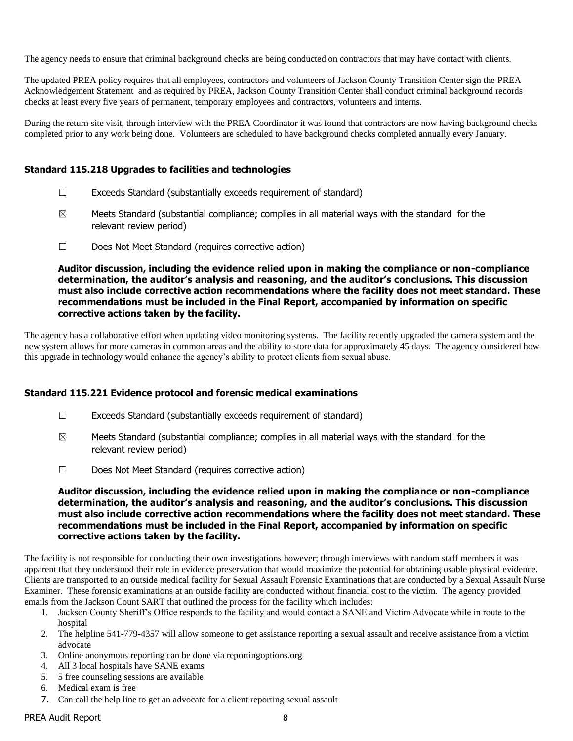The agency needs to ensure that criminal background checks are being conducted on contractors that may have contact with clients.

The updated PREA policy requires that all employees, contractors and volunteers of Jackson County Transition Center sign the PREA Acknowledgement Statement and as required by PREA, Jackson County Transition Center shall conduct criminal background records checks at least every five years of permanent, temporary employees and contractors, volunteers and interns.

During the return site visit, through interview with the PREA Coordinator it was found that contractors are now having background checks completed prior to any work being done. Volunteers are scheduled to have background checks completed annually every January.

### Standard 115.218 Upgrades to facilities and technologies

☐ Exceeds Standard (substantially exceeds requirement of standard)

☒ Meets Standard (substantial compliance; complies in all material ways with the standard for the relevant review period)

☐ Does Not Meet Standard (requires corrective action)

**Auditor discussion, including the evidence relied upon in making the compliance or non-compliance determination, the auditor's analysis and reasoning, and the auditor's conclusions. This discussion must also include corrective action recommendations where the facility does not meet standard. These recommendations must be included in the Final Report, accompanied by information on specific corrective actions taken by the facility.**

The agency has a collaborative effort when updating video monitoring systems. The facility recently upgraded the camera system and the new system allows for more cameras in common areas and the ability to store data for approximately 45 days. The agency considered how this upgrade in technology would enhance the agency's ability to protect clients from sexual abuse.

### Standard 115.221 Evidence protocol and forensic medical examinations

☐ Exceeds Standard (substantially exceeds requirement of standard)

☒ Meets Standard (substantial compliance; complies in all material ways with the standard for the relevant review period)

☐ Does Not Meet Standard (requires corrective action)

**Auditor discussion, including the evidence relied upon in making the compliance or non-compliance determination, the auditor's analysis and reasoning, and the auditor's conclusions. This discussion must also include corrective action recommendations where the facility does not meet standard. These recommendations must be included in the Final Report, accompanied by information on specific corrective actions taken by the facility.**

The facility is not responsible for conducting their own investigations however; through interviews with random staff members it was apparent that they understood their role in evidence preservation that would maximize the potential for obtaining usable physical evidence. Clients are transported to an outside medical facility for Sexual Assault Forensic Examinations that are conducted by a Sexual Assault Nurse Examiner. These forensic examinations at an outside facility are conducted without financial cost to the victim. The agency provided emails from the Jackson Count SART that outlined the process for the facility which includes:

1. Jackson County Sheriff's Office responds to the facility and would contact a SANE and Victim Advocate while in route to the hospital
2. The helpline 541-779-4357 will allow someone to get assistance reporting a sexual assault and receive assistance from a victim advocate
3. Online anonymous reporting can be done via reportingoptions.org
4. All 3 local hospitals have SANE exams
5. 5 free counseling sessions are available
6. Medical exam is free
7. Can call the help line to get an advocate for a client reporting sexual assault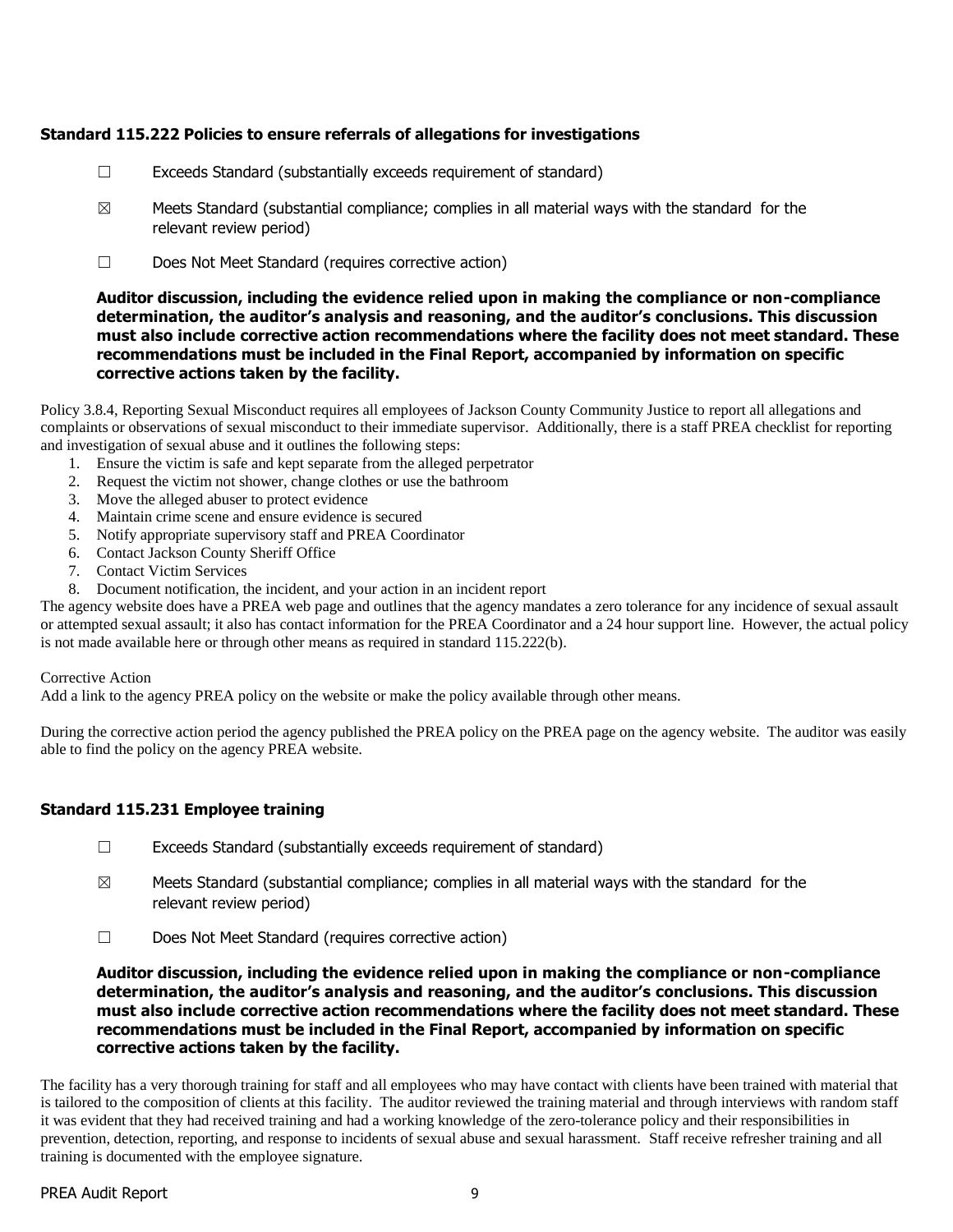### Standard 115.222 Policies to ensure referrals of allegations for investigations

☐ Exceeds Standard (substantially exceeds requirement of standard)

☒ Meets Standard (substantial compliance; complies in all material ways with the standard for the relevant review period)

☐ Does Not Meet Standard (requires corrective action)

**Auditor discussion, including the evidence relied upon in making the compliance or non-compliance determination, the auditor's analysis and reasoning, and the auditor's conclusions. This discussion must also include corrective action recommendations where the facility does not meet standard. These recommendations must be included in the Final Report, accompanied by information on specific corrective actions taken by the facility.**

Policy 3.8.4, Reporting Sexual Misconduct requires all employees of Jackson County Community Justice to report all allegations and complaints or observations of sexual misconduct to their immediate supervisor. Additionally, there is a staff PREA checklist for reporting and investigation of sexual abuse and it outlines the following steps:

1. Ensure the victim is safe and kept separate from the alleged perpetrator
2. Request the victim not shower, change clothes or use the bathroom
3. Move the alleged abuser to protect evidence
4. Maintain crime scene and ensure evidence is secured
5. Notify appropriate supervisory staff and PREA Coordinator
6. Contact Jackson County Sheriff Office
7. Contact Victim Services
8. Document notification, the incident, and your action in an incident report

The agency website does have a PREA web page and outlines that the agency mandates a zero tolerance for any incidence of sexual assault or attempted sexual assault; it also has contact information for the PREA Coordinator and a 24 hour support line. However, the actual policy is not made available here or through other means as required in standard 115.222(b).

Corrective Action

Add a link to the agency PREA policy on the website or make the policy available through other means.

During the corrective action period the agency published the PREA policy on the PREA page on the agency website. The auditor was easily able to find the policy on the agency PREA website.

### Standard 115.231 Employee training

☐ Exceeds Standard (substantially exceeds requirement of standard)

☒ Meets Standard (substantial compliance; complies in all material ways with the standard for the relevant review period)

☐ Does Not Meet Standard (requires corrective action)

**Auditor discussion, including the evidence relied upon in making the compliance or non-compliance determination, the auditor's analysis and reasoning, and the auditor's conclusions. This discussion must also include corrective action recommendations where the facility does not meet standard. These recommendations must be included in the Final Report, accompanied by information on specific corrective actions taken by the facility.**

The facility has a very thorough training for staff and all employees who may have contact with clients have been trained with material that is tailored to the composition of clients at this facility. The auditor reviewed the training material and through interviews with random staff it was evident that they had received training and had a working knowledge of the zero-tolerance policy and their responsibilities in prevention, detection, reporting, and response to incidents of sexual abuse and sexual harassment. Staff receive refresher training and all training is documented with the employee signature.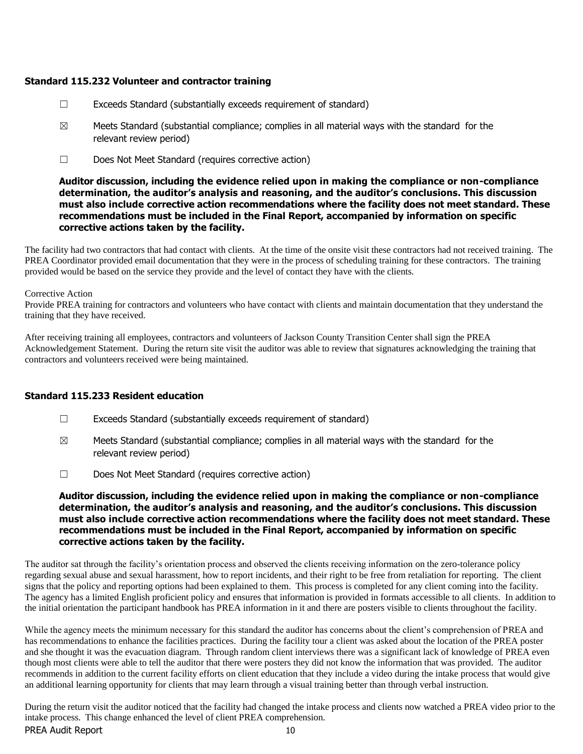### Standard 115.232 Volunteer and contractor training

☐ Exceeds Standard (substantially exceeds requirement of standard)

☒ Meets Standard (substantial compliance; complies in all material ways with the standard for the relevant review period)

☐ Does Not Meet Standard (requires corrective action)

**Auditor discussion, including the evidence relied upon in making the compliance or non-compliance determination, the auditor's analysis and reasoning, and the auditor's conclusions. This discussion must also include corrective action recommendations where the facility does not meet standard. These recommendations must be included in the Final Report, accompanied by information on specific corrective actions taken by the facility.**

The facility had two contractors that had contact with clients. At the time of the onsite visit these contractors had not received training. The PREA Coordinator provided email documentation that they were in the process of scheduling training for these contractors. The training provided would be based on the service they provide and the level of contact they have with the clients.

Corrective Action
Provide PREA training for contractors and volunteers who have contact with clients and maintain documentation that they understand the training that they have received.

After receiving training all employees, contractors and volunteers of Jackson County Transition Center shall sign the PREA Acknowledgement Statement. During the return site visit the auditor was able to review that signatures acknowledging the training that contractors and volunteers received were being maintained.

### Standard 115.233 Resident education

☐ Exceeds Standard (substantially exceeds requirement of standard)

☒ Meets Standard (substantial compliance; complies in all material ways with the standard for the relevant review period)

☐ Does Not Meet Standard (requires corrective action)

**Auditor discussion, including the evidence relied upon in making the compliance or non-compliance determination, the auditor's analysis and reasoning, and the auditor's conclusions. This discussion must also include corrective action recommendations where the facility does not meet standard. These recommendations must be included in the Final Report, accompanied by information on specific corrective actions taken by the facility.**

The auditor sat through the facility's orientation process and observed the clients receiving information on the zero-tolerance policy regarding sexual abuse and sexual harassment, how to report incidents, and their right to be free from retaliation for reporting. The client signs that the policy and reporting options had been explained to them. This process is completed for any client coming into the facility. The agency has a limited English proficient policy and ensures that information is provided in formats accessible to all clients. In addition to the initial orientation the participant handbook has PREA information in it and there are posters visible to clients throughout the facility.

While the agency meets the minimum necessary for this standard the auditor has concerns about the client's comprehension of PREA and has recommendations to enhance the facilities practices. During the facility tour a client was asked about the location of the PREA poster and she thought it was the evacuation diagram. Through random client interviews there was a significant lack of knowledge of PREA even though most clients were able to tell the auditor that there were posters they did not know the information that was provided. The auditor recommends in addition to the current facility efforts on client education that they include a video during the intake process that would give an additional learning opportunity for clients that may learn through a visual training better than through verbal instruction.

During the return visit the auditor noticed that the facility had changed the intake process and clients now watched a PREA video prior to the intake process. This change enhanced the level of client PREA comprehension.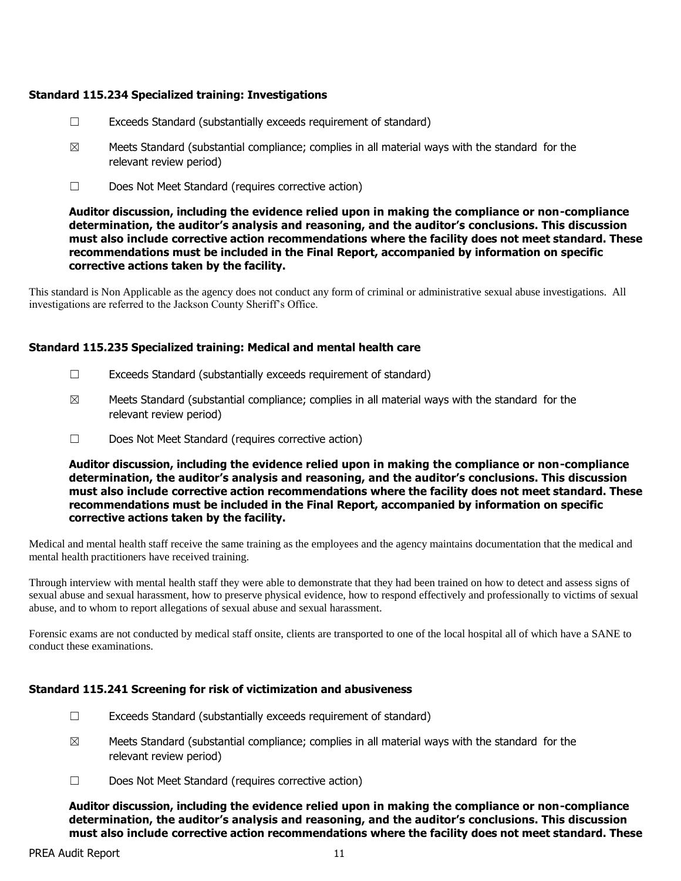### Standard 115.234 Specialized training: Investigations

☐ Exceeds Standard (substantially exceeds requirement of standard)

☒ Meets Standard (substantial compliance; complies in all material ways with the standard for the relevant review period)

☐ Does Not Meet Standard (requires corrective action)

**Auditor discussion, including the evidence relied upon in making the compliance or non-compliance determination, the auditor's analysis and reasoning, and the auditor's conclusions. This discussion must also include corrective action recommendations where the facility does not meet standard. These recommendations must be included in the Final Report, accompanied by information on specific corrective actions taken by the facility.**

This standard is Non Applicable as the agency does not conduct any form of criminal or administrative sexual abuse investigations. All investigations are referred to the Jackson County Sheriff's Office.

### Standard 115.235 Specialized training: Medical and mental health care

☐ Exceeds Standard (substantially exceeds requirement of standard)

☒ Meets Standard (substantial compliance; complies in all material ways with the standard for the relevant review period)

☐ Does Not Meet Standard (requires corrective action)

**Auditor discussion, including the evidence relied upon in making the compliance or non-compliance determination, the auditor's analysis and reasoning, and the auditor's conclusions. This discussion must also include corrective action recommendations where the facility does not meet standard. These recommendations must be included in the Final Report, accompanied by information on specific corrective actions taken by the facility.**

Medical and mental health staff receive the same training as the employees and the agency maintains documentation that the medical and mental health practitioners have received training.

Through interview with mental health staff they were able to demonstrate that they had been trained on how to detect and assess signs of sexual abuse and sexual harassment, how to preserve physical evidence, how to respond effectively and professionally to victims of sexual abuse, and to whom to report allegations of sexual abuse and sexual harassment.

Forensic exams are not conducted by medical staff onsite, clients are transported to one of the local hospital all of which have a SANE to conduct these examinations.

### Standard 115.241 Screening for risk of victimization and abusiveness

☐ Exceeds Standard (substantially exceeds requirement of standard)

☒ Meets Standard (substantial compliance; complies in all material ways with the standard for the relevant review period)

☐ Does Not Meet Standard (requires corrective action)

**Auditor discussion, including the evidence relied upon in making the compliance or non-compliance determination, the auditor's analysis and reasoning, and the auditor's conclusions. This discussion must also include corrective action recommendations where the facility does not meet standard. These**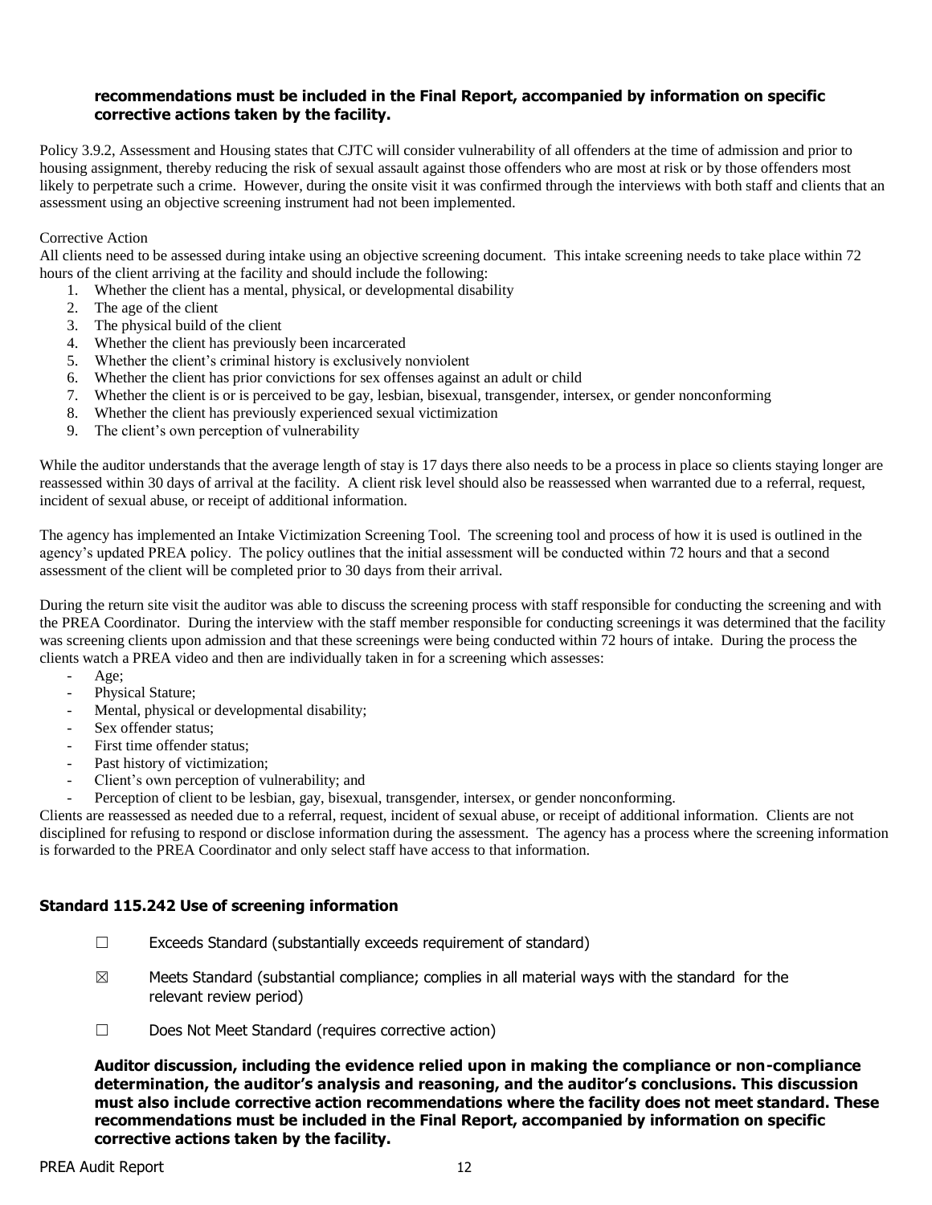**recommendations must be included in the Final Report, accompanied by information on specific corrective actions taken by the facility.**

Policy 3.9.2, Assessment and Housing states that CJTC will consider vulnerability of all offenders at the time of admission and prior to housing assignment, thereby reducing the risk of sexual assault against those offenders who are most at risk or by those offenders most likely to perpetrate such a crime. However, during the onsite visit it was confirmed through the interviews with both staff and clients that an assessment using an objective screening instrument had not been implemented.

Corrective Action

All clients need to be assessed during intake using an objective screening document. This intake screening needs to take place within 72 hours of the client arriving at the facility and should include the following:

1. Whether the client has a mental, physical, or developmental disability
2. The age of the client
3. The physical build of the client
4. Whether the client has previously been incarcerated
5. Whether the client's criminal history is exclusively nonviolent
6. Whether the client has prior convictions for sex offenses against an adult or child
7. Whether the client is or is perceived to be gay, lesbian, bisexual, transgender, intersex, or gender nonconforming
8. Whether the client has previously experienced sexual victimization
9. The client's own perception of vulnerability

While the auditor understands that the average length of stay is 17 days there also needs to be a process in place so clients staying longer are reassessed within 30 days of arrival at the facility. A client risk level should also be reassessed when warranted due to a referral, request, incident of sexual abuse, or receipt of additional information.

The agency has implemented an Intake Victimization Screening Tool. The screening tool and process of how it is used is outlined in the agency's updated PREA policy. The policy outlines that the initial assessment will be conducted within 72 hours and that a second assessment of the client will be completed prior to 30 days from their arrival.

During the return site visit the auditor was able to discuss the screening process with staff responsible for conducting the screening and with the PREA Coordinator. During the interview with the staff member responsible for conducting screenings it was determined that the facility was screening clients upon admission and that these screenings were being conducted within 72 hours of intake. During the process the clients watch a PREA video and then are individually taken in for a screening which assesses:

- Age;
- Physical Stature;
- Mental, physical or developmental disability;
- Sex offender status;
- First time offender status;
- Past history of victimization;
- Client's own perception of vulnerability; and
- Perception of client to be lesbian, gay, bisexual, transgender, intersex, or gender nonconforming.

Clients are reassessed as needed due to a referral, request, incident of sexual abuse, or receipt of additional information. Clients are not disciplined for refusing to respond or disclose information during the assessment. The agency has a process where the screening information is forwarded to the PREA Coordinator and only select staff have access to that information.

### Standard 115.242 Use of screening information

☐ Exceeds Standard (substantially exceeds requirement of standard)

☒ Meets Standard (substantial compliance; complies in all material ways with the standard for the relevant review period)

☐ Does Not Meet Standard (requires corrective action)

**Auditor discussion, including the evidence relied upon in making the compliance or non-compliance determination, the auditor's analysis and reasoning, and the auditor's conclusions. This discussion must also include corrective action recommendations where the facility does not meet standard. These recommendations must be included in the Final Report, accompanied by information on specific corrective actions taken by the facility.**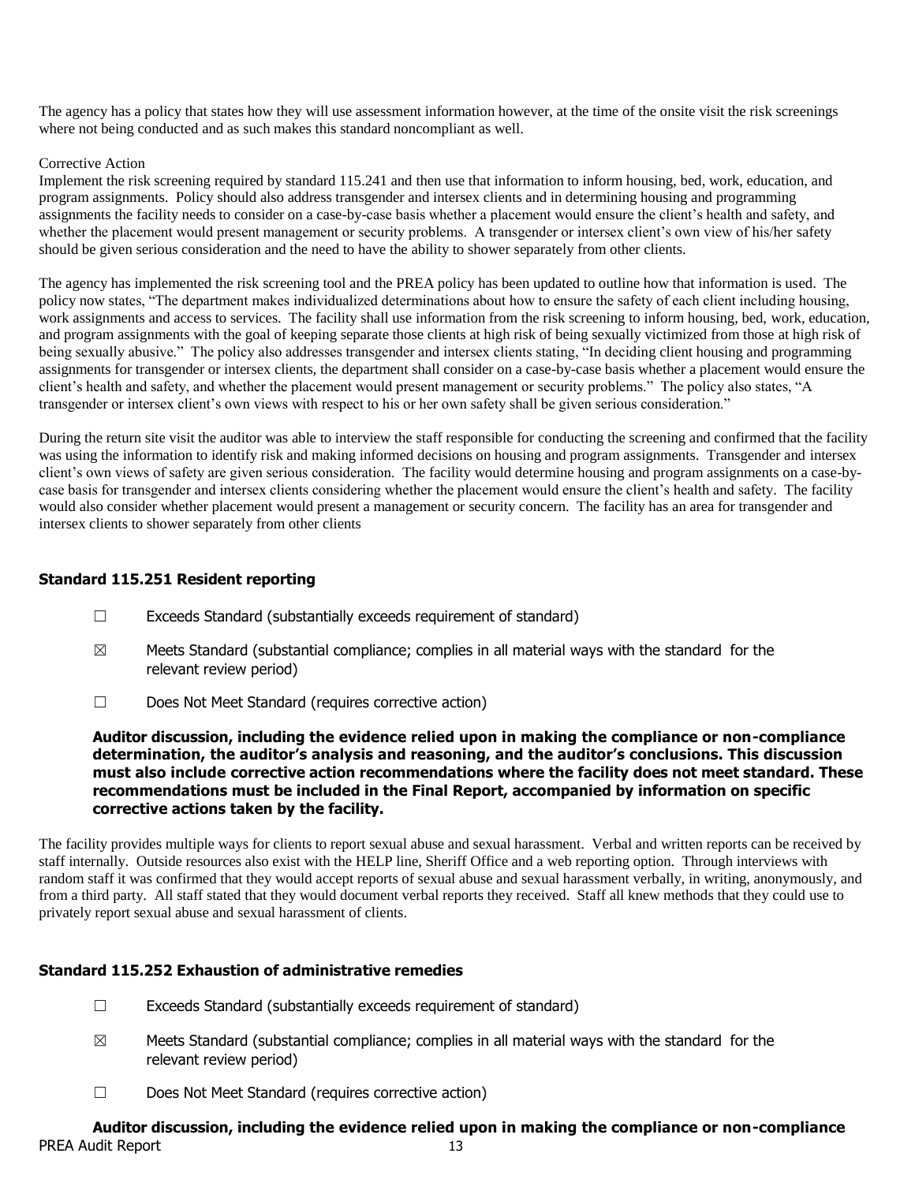The agency has a policy that states how they will use assessment information however, at the time of the onsite visit the risk screenings where not being conducted and as such makes this standard noncompliant as well.

Corrective Action

Implement the risk screening required by standard 115.241 and then use that information to inform housing, bed, work, education, and program assignments. Policy should also address transgender and intersex clients and in determining housing and programming assignments the facility needs to consider on a case-by-case basis whether a placement would ensure the client's health and safety, and whether the placement would present management or security problems. A transgender or intersex client's own view of his/her safety should be given serious consideration and the need to have the ability to shower separately from other clients.

The agency has implemented the risk screening tool and the PREA policy has been updated to outline how that information is used. The policy now states, "The department makes individualized determinations about how to ensure the safety of each client including housing, work assignments and access to services. The facility shall use information from the risk screening to inform housing, bed, work, education, and program assignments with the goal of keeping separate those clients at high risk of being sexually victimized from those at high risk of being sexually abusive." The policy also addresses transgender and intersex clients stating, "In deciding client housing and programming assignments for transgender or intersex clients, the department shall consider on a case-by-case basis whether a placement would ensure the client's health and safety, and whether the placement would present management or security problems." The policy also states, "A transgender or intersex client's own views with respect to his or her own safety shall be given serious consideration."

During the return site visit the auditor was able to interview the staff responsible for conducting the screening and confirmed that the facility was using the information to identify risk and making informed decisions on housing and program assignments. Transgender and intersex client's own views of safety are given serious consideration. The facility would determine housing and program assignments on a case-by-case basis for transgender and intersex clients considering whether the placement would ensure the client's health and safety. The facility would also consider whether placement would present a management or security concern. The facility has an area for transgender and intersex clients to shower separately from other clients

### Standard 115.251 Resident reporting

☐ Exceeds Standard (substantially exceeds requirement of standard)

☒ Meets Standard (substantial compliance; complies in all material ways with the standard for the relevant review period)

☐ Does Not Meet Standard (requires corrective action)

**Auditor discussion, including the evidence relied upon in making the compliance or non-compliance determination, the auditor's analysis and reasoning, and the auditor's conclusions. This discussion must also include corrective action recommendations where the facility does not meet standard. These recommendations must be included in the Final Report, accompanied by information on specific corrective actions taken by the facility.**

The facility provides multiple ways for clients to report sexual abuse and sexual harassment. Verbal and written reports can be received by staff internally. Outside resources also exist with the HELP line, Sheriff Office and a web reporting option. Through interviews with random staff it was confirmed that they would accept reports of sexual abuse and sexual harassment verbally, in writing, anonymously, and from a third party. All staff stated that they would document verbal reports they received. Staff all knew methods that they could use to privately report sexual abuse and sexual harassment of clients.

### Standard 115.252 Exhaustion of administrative remedies

☐ Exceeds Standard (substantially exceeds requirement of standard)

☒ Meets Standard (substantial compliance; complies in all material ways with the standard for the relevant review period)

☐ Does Not Meet Standard (requires corrective action)

**Auditor discussion, including the evidence relied upon in making the compliance or non-compliance**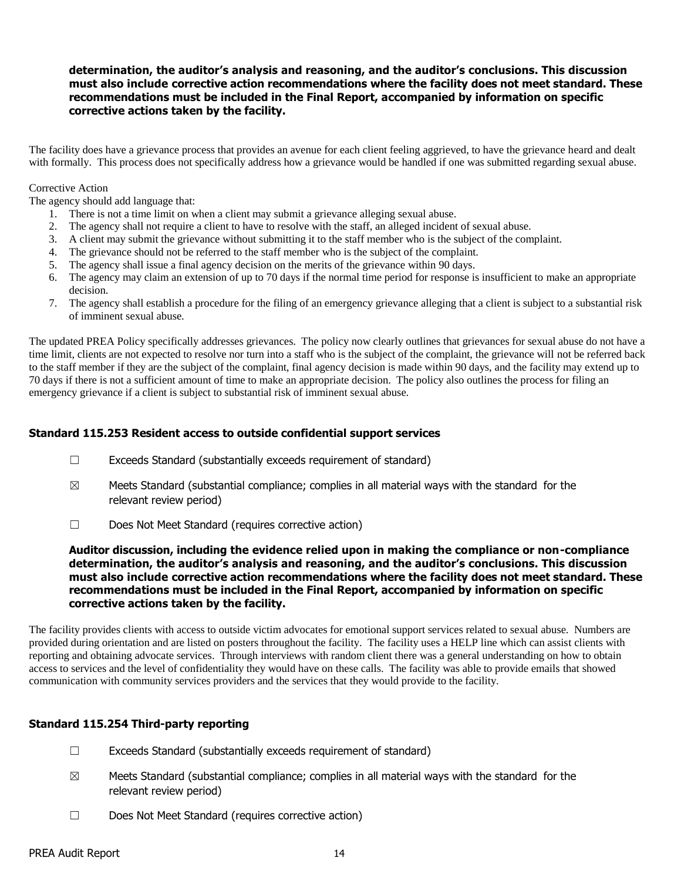**determination, the auditor's analysis and reasoning, and the auditor's conclusions. This discussion must also include corrective action recommendations where the facility does not meet standard. These recommendations must be included in the Final Report, accompanied by information on specific corrective actions taken by the facility.**

The facility does have a grievance process that provides an avenue for each client feeling aggrieved, to have the grievance heard and dealt with formally. This process does not specifically address how a grievance would be handled if one was submitted regarding sexual abuse.

Corrective Action

The agency should add language that:

1. There is not a time limit on when a client may submit a grievance alleging sexual abuse.
2. The agency shall not require a client to have to resolve with the staff, an alleged incident of sexual abuse.
3. A client may submit the grievance without submitting it to the staff member who is the subject of the complaint.
4. The grievance should not be referred to the staff member who is the subject of the complaint.
5. The agency shall issue a final agency decision on the merits of the grievance within 90 days.
6. The agency may claim an extension of up to 70 days if the normal time period for response is insufficient to make an appropriate decision.
7. The agency shall establish a procedure for the filing of an emergency grievance alleging that a client is subject to a substantial risk of imminent sexual abuse.

The updated PREA Policy specifically addresses grievances. The policy now clearly outlines that grievances for sexual abuse do not have a time limit, clients are not expected to resolve nor turn into a staff who is the subject of the complaint, the grievance will not be referred back to the staff member if they are the subject of the complaint, final agency decision is made within 90 days, and the facility may extend up to 70 days if there is not a sufficient amount of time to make an appropriate decision. The policy also outlines the process for filing an emergency grievance if a client is subject to substantial risk of imminent sexual abuse.

### Standard 115.253 Resident access to outside confidential support services

☐ Exceeds Standard (substantially exceeds requirement of standard)

☒ Meets Standard (substantial compliance; complies in all material ways with the standard for the relevant review period)

☐ Does Not Meet Standard (requires corrective action)

**Auditor discussion, including the evidence relied upon in making the compliance or non-compliance determination, the auditor's analysis and reasoning, and the auditor's conclusions. This discussion must also include corrective action recommendations where the facility does not meet standard. These recommendations must be included in the Final Report, accompanied by information on specific corrective actions taken by the facility.**

The facility provides clients with access to outside victim advocates for emotional support services related to sexual abuse. Numbers are provided during orientation and are listed on posters throughout the facility. The facility uses a HELP line which can assist clients with reporting and obtaining advocate services. Through interviews with random client there was a general understanding on how to obtain access to services and the level of confidentiality they would have on these calls. The facility was able to provide emails that showed communication with community services providers and the services that they would provide to the facility.

### Standard 115.254 Third-party reporting

☐ Exceeds Standard (substantially exceeds requirement of standard)

☒ Meets Standard (substantial compliance; complies in all material ways with the standard for the relevant review period)

☐ Does Not Meet Standard (requires corrective action)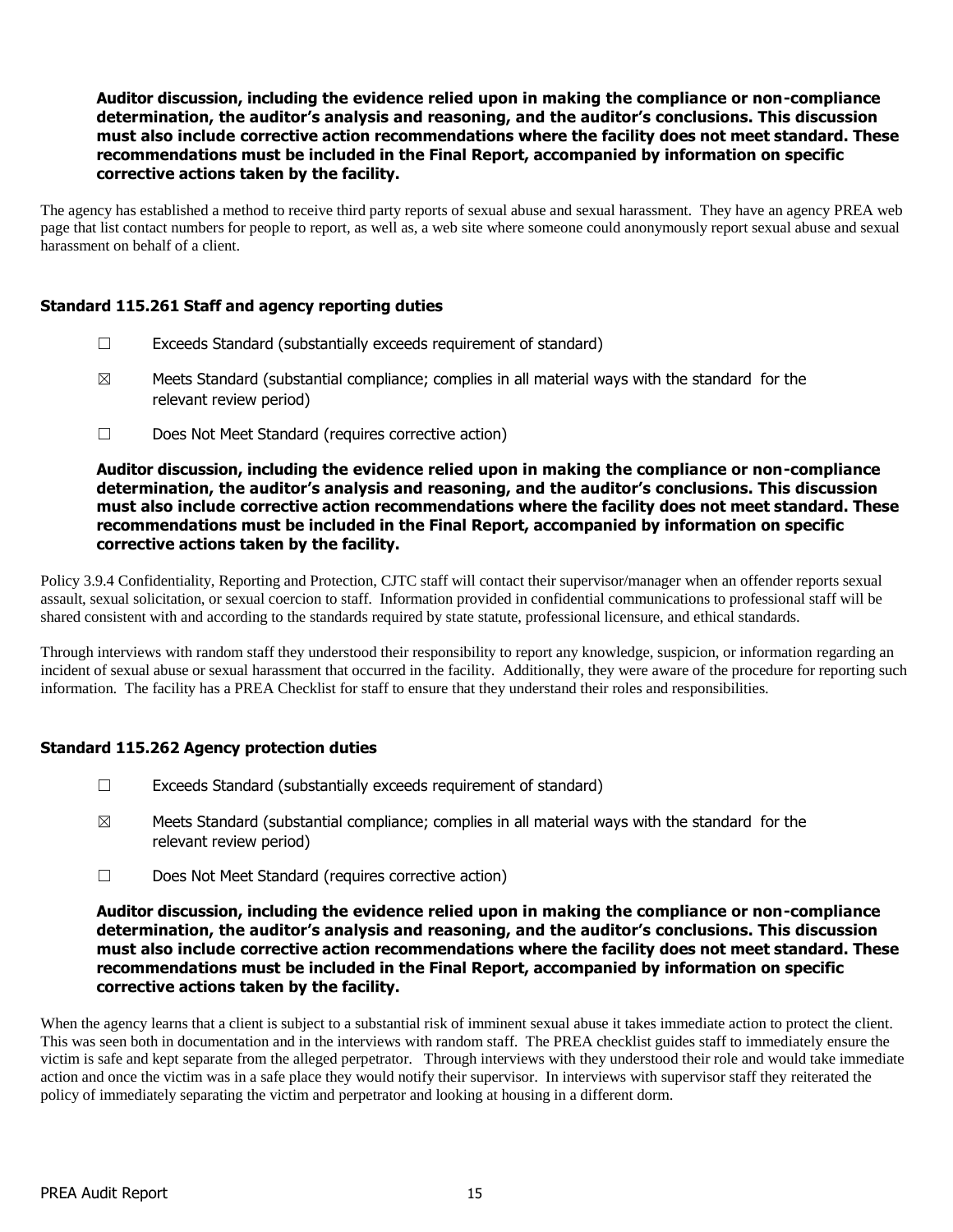**Auditor discussion, including the evidence relied upon in making the compliance or non-compliance determination, the auditor's analysis and reasoning, and the auditor's conclusions. This discussion must also include corrective action recommendations where the facility does not meet standard. These recommendations must be included in the Final Report, accompanied by information on specific corrective actions taken by the facility.**

The agency has established a method to receive third party reports of sexual abuse and sexual harassment. They have an agency PREA web page that list contact numbers for people to report, as well as, a web site where someone could anonymously report sexual abuse and sexual harassment on behalf of a client.

### Standard 115.261 Staff and agency reporting duties

☐ Exceeds Standard (substantially exceeds requirement of standard)

☒ Meets Standard (substantial compliance; complies in all material ways with the standard for the relevant review period)

☐ Does Not Meet Standard (requires corrective action)

**Auditor discussion, including the evidence relied upon in making the compliance or non-compliance determination, the auditor's analysis and reasoning, and the auditor's conclusions. This discussion must also include corrective action recommendations where the facility does not meet standard. These recommendations must be included in the Final Report, accompanied by information on specific corrective actions taken by the facility.**

Policy 3.9.4 Confidentiality, Reporting and Protection, CJTC staff will contact their supervisor/manager when an offender reports sexual assault, sexual solicitation, or sexual coercion to staff. Information provided in confidential communications to professional staff will be shared consistent with and according to the standards required by state statute, professional licensure, and ethical standards.

Through interviews with random staff they understood their responsibility to report any knowledge, suspicion, or information regarding an incident of sexual abuse or sexual harassment that occurred in the facility. Additionally, they were aware of the procedure for reporting such information. The facility has a PREA Checklist for staff to ensure that they understand their roles and responsibilities.

### Standard 115.262 Agency protection duties

☐ Exceeds Standard (substantially exceeds requirement of standard)

☒ Meets Standard (substantial compliance; complies in all material ways with the standard for the relevant review period)

☐ Does Not Meet Standard (requires corrective action)

**Auditor discussion, including the evidence relied upon in making the compliance or non-compliance determination, the auditor's analysis and reasoning, and the auditor's conclusions. This discussion must also include corrective action recommendations where the facility does not meet standard. These recommendations must be included in the Final Report, accompanied by information on specific corrective actions taken by the facility.**

When the agency learns that a client is subject to a substantial risk of imminent sexual abuse it takes immediate action to protect the client. This was seen both in documentation and in the interviews with random staff. The PREA checklist guides staff to immediately ensure the victim is safe and kept separate from the alleged perpetrator. Through interviews with they understood their role and would take immediate action and once the victim was in a safe place they would notify their supervisor. In interviews with supervisor staff they reiterated the policy of immediately separating the victim and perpetrator and looking at housing in a different dorm.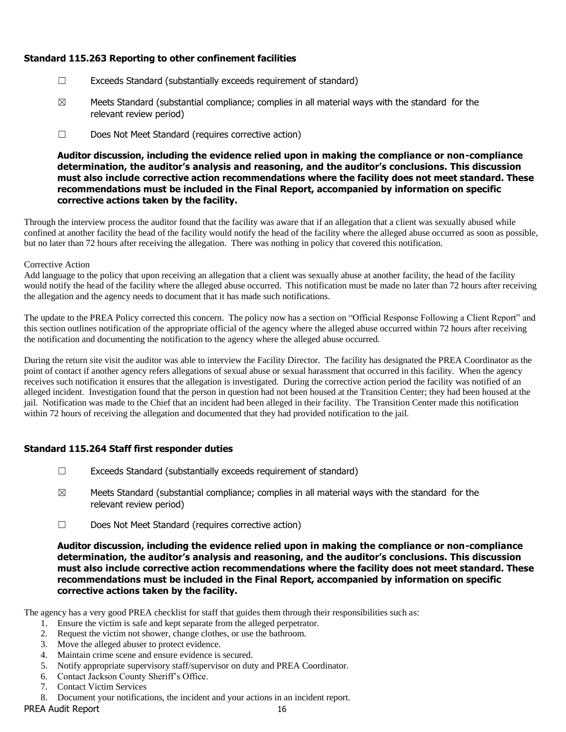### Standard 115.263 Reporting to other confinement facilities

☐ Exceeds Standard (substantially exceeds requirement of standard)

☒ Meets Standard (substantial compliance; complies in all material ways with the standard for the relevant review period)

☐ Does Not Meet Standard (requires corrective action)

**Auditor discussion, including the evidence relied upon in making the compliance or non-compliance determination, the auditor's analysis and reasoning, and the auditor's conclusions. This discussion must also include corrective action recommendations where the facility does not meet standard. These recommendations must be included in the Final Report, accompanied by information on specific corrective actions taken by the facility.**

Through the interview process the auditor found that the facility was aware that if an allegation that a client was sexually abused while confined at another facility the head of the facility would notify the head of the facility where the alleged abuse occurred as soon as possible, but no later than 72 hours after receiving the allegation. There was nothing in policy that covered this notification.

Corrective Action

Add language to the policy that upon receiving an allegation that a client was sexually abuse at another facility, the head of the facility would notify the head of the facility where the alleged abuse occurred. This notification must be made no later than 72 hours after receiving the allegation and the agency needs to document that it has made such notifications.

The update to the PREA Policy corrected this concern. The policy now has a section on "Official Response Following a Client Report" and this section outlines notification of the appropriate official of the agency where the alleged abuse occurred within 72 hours after receiving the notification and documenting the notification to the agency where the alleged abuse occurred.

During the return site visit the auditor was able to interview the Facility Director. The facility has designated the PREA Coordinator as the point of contact if another agency refers allegations of sexual abuse or sexual harassment that occurred in this facility. When the agency receives such notification it ensures that the allegation is investigated. During the corrective action period the facility was notified of an alleged incident. Investigation found that the person in question had not been housed at the Transition Center; they had been housed at the jail. Notification was made to the Chief that an incident had been alleged in their facility. The Transition Center made this notification within 72 hours of receiving the allegation and documented that they had provided notification to the jail.

### Standard 115.264 Staff first responder duties

☐ Exceeds Standard (substantially exceeds requirement of standard)

☒ Meets Standard (substantial compliance; complies in all material ways with the standard for the relevant review period)

☐ Does Not Meet Standard (requires corrective action)

**Auditor discussion, including the evidence relied upon in making the compliance or non-compliance determination, the auditor's analysis and reasoning, and the auditor's conclusions. This discussion must also include corrective action recommendations where the facility does not meet standard. These recommendations must be included in the Final Report, accompanied by information on specific corrective actions taken by the facility.**

The agency has a very good PREA checklist for staff that guides them through their responsibilities such as:

1. Ensure the victim is safe and kept separate from the alleged perpetrator.
2. Request the victim not shower, change clothes, or use the bathroom.
3. Move the alleged abuser to protect evidence.
4. Maintain crime scene and ensure evidence is secured.
5. Notify appropriate supervisory staff/supervisor on duty and PREA Coordinator.
6. Contact Jackson County Sheriff's Office.
7. Contact Victim Services
8. Document your notifications, the incident and your actions in an incident report.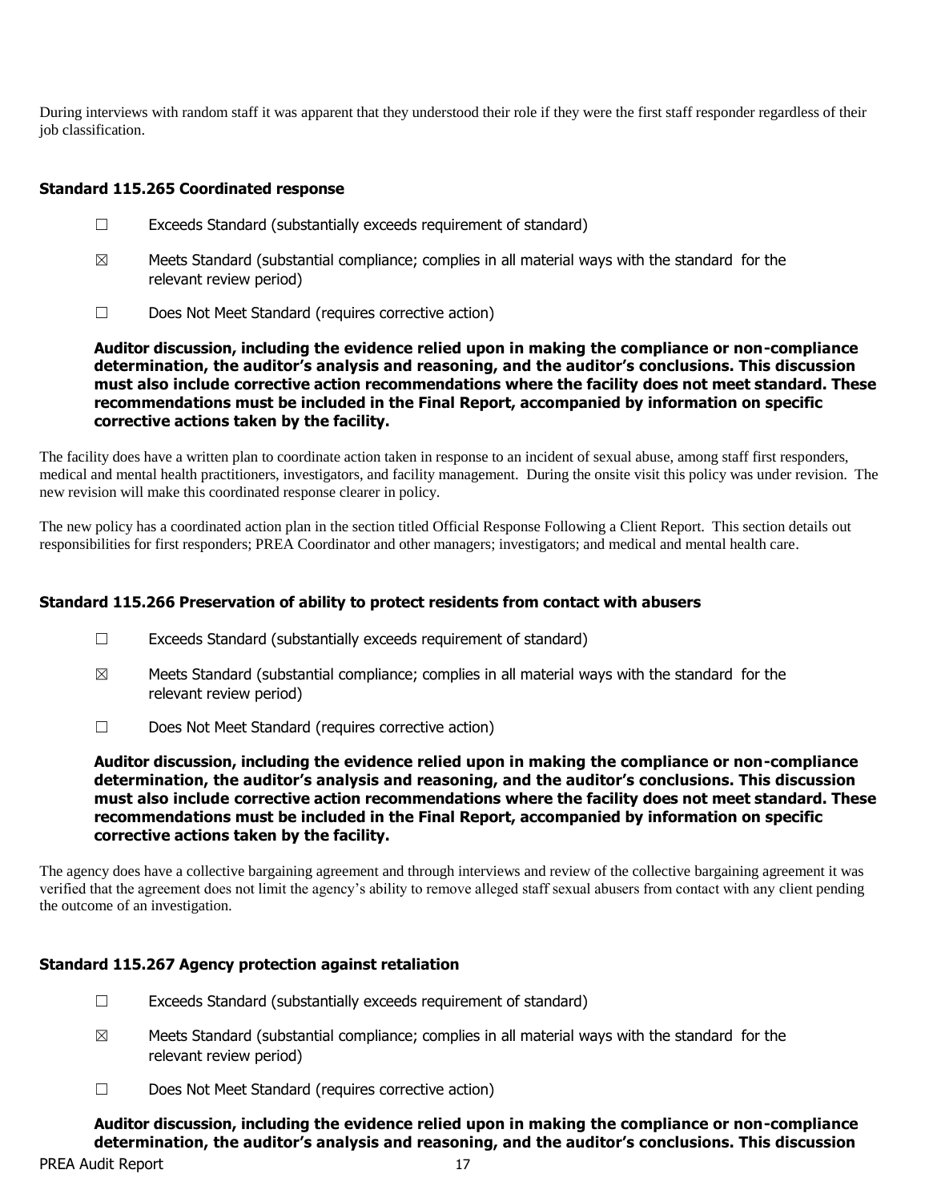During interviews with random staff it was apparent that they understood their role if they were the first staff responder regardless of their job classification.

### Standard 115.265 Coordinated response

☐ Exceeds Standard (substantially exceeds requirement of standard)

☒ Meets Standard (substantial compliance; complies in all material ways with the standard for the relevant review period)

☐ Does Not Meet Standard (requires corrective action)

**Auditor discussion, including the evidence relied upon in making the compliance or non-compliance determination, the auditor's analysis and reasoning, and the auditor's conclusions. This discussion must also include corrective action recommendations where the facility does not meet standard. These recommendations must be included in the Final Report, accompanied by information on specific corrective actions taken by the facility.**

The facility does have a written plan to coordinate action taken in response to an incident of sexual abuse, among staff first responders, medical and mental health practitioners, investigators, and facility management. During the onsite visit this policy was under revision. The new revision will make this coordinated response clearer in policy.

The new policy has a coordinated action plan in the section titled Official Response Following a Client Report. This section details out responsibilities for first responders; PREA Coordinator and other managers; investigators; and medical and mental health care.

### Standard 115.266 Preservation of ability to protect residents from contact with abusers

☐ Exceeds Standard (substantially exceeds requirement of standard)

☒ Meets Standard (substantial compliance; complies in all material ways with the standard for the relevant review period)

☐ Does Not Meet Standard (requires corrective action)

**Auditor discussion, including the evidence relied upon in making the compliance or non-compliance determination, the auditor's analysis and reasoning, and the auditor's conclusions. This discussion must also include corrective action recommendations where the facility does not meet standard. These recommendations must be included in the Final Report, accompanied by information on specific corrective actions taken by the facility.**

The agency does have a collective bargaining agreement and through interviews and review of the collective bargaining agreement it was verified that the agreement does not limit the agency's ability to remove alleged staff sexual abusers from contact with any client pending the outcome of an investigation.

### Standard 115.267 Agency protection against retaliation

☐ Exceeds Standard (substantially exceeds requirement of standard)

☒ Meets Standard (substantial compliance; complies in all material ways with the standard for the relevant review period)

☐ Does Not Meet Standard (requires corrective action)

**Auditor discussion, including the evidence relied upon in making the compliance or non-compliance determination, the auditor's analysis and reasoning, and the auditor's conclusions. This discussion**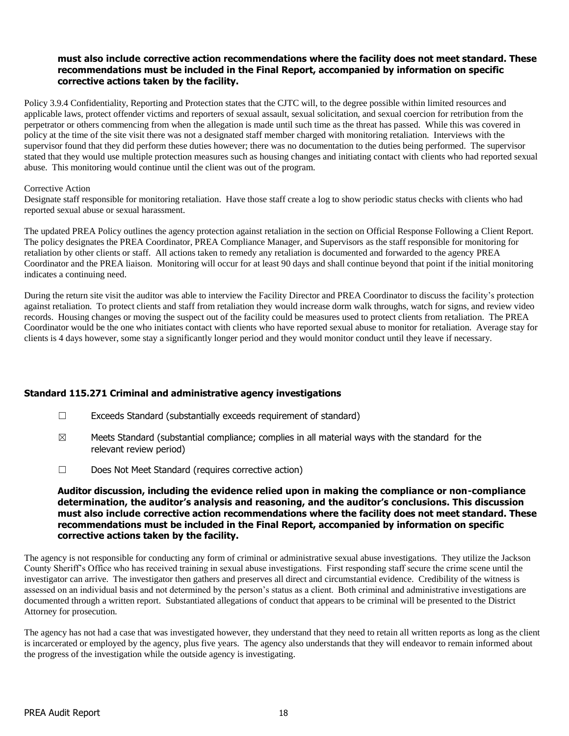**must also include corrective action recommendations where the facility does not meet standard. These recommendations must be included in the Final Report, accompanied by information on specific corrective actions taken by the facility.**

Policy 3.9.4 Confidentiality, Reporting and Protection states that the CJTC will, to the degree possible within limited resources and applicable laws, protect offender victims and reporters of sexual assault, sexual solicitation, and sexual coercion for retribution from the perpetrator or others commencing from when the allegation is made until such time as the threat has passed. While this was covered in policy at the time of the site visit there was not a designated staff member charged with monitoring retaliation. Interviews with the supervisor found that they did perform these duties however; there was no documentation to the duties being performed. The supervisor stated that they would use multiple protection measures such as housing changes and initiating contact with clients who had reported sexual abuse. This monitoring would continue until the client was out of the program.

Corrective Action

Designate staff responsible for monitoring retaliation. Have those staff create a log to show periodic status checks with clients who had reported sexual abuse or sexual harassment.

The updated PREA Policy outlines the agency protection against retaliation in the section on Official Response Following a Client Report. The policy designates the PREA Coordinator, PREA Compliance Manager, and Supervisors as the staff responsible for monitoring for retaliation by other clients or staff. All actions taken to remedy any retaliation is documented and forwarded to the agency PREA Coordinator and the PREA liaison. Monitoring will occur for at least 90 days and shall continue beyond that point if the initial monitoring indicates a continuing need.

During the return site visit the auditor was able to interview the Facility Director and PREA Coordinator to discuss the facility's protection against retaliation. To protect clients and staff from retaliation they would increase dorm walk throughs, watch for signs, and review video records. Housing changes or moving the suspect out of the facility could be measures used to protect clients from retaliation. The PREA Coordinator would be the one who initiates contact with clients who have reported sexual abuse to monitor for retaliation. Average stay for clients is 4 days however, some stay a significantly longer period and they would monitor conduct until they leave if necessary.

### Standard 115.271 Criminal and administrative agency investigations

☐ Exceeds Standard (substantially exceeds requirement of standard)

☒ Meets Standard (substantial compliance; complies in all material ways with the standard for the relevant review period)

☐ Does Not Meet Standard (requires corrective action)

**Auditor discussion, including the evidence relied upon in making the compliance or non-compliance determination, the auditor's analysis and reasoning, and the auditor's conclusions. This discussion must also include corrective action recommendations where the facility does not meet standard. These recommendations must be included in the Final Report, accompanied by information on specific corrective actions taken by the facility.**

The agency is not responsible for conducting any form of criminal or administrative sexual abuse investigations. They utilize the Jackson County Sheriff's Office who has received training in sexual abuse investigations. First responding staff secure the crime scene until the investigator can arrive. The investigator then gathers and preserves all direct and circumstantial evidence. Credibility of the witness is assessed on an individual basis and not determined by the person's status as a client. Both criminal and administrative investigations are documented through a written report. Substantiated allegations of conduct that appears to be criminal will be presented to the District Attorney for prosecution.

The agency has not had a case that was investigated however, they understand that they need to retain all written reports as long as the client is incarcerated or employed by the agency, plus five years. The agency also understands that they will endeavor to remain informed about the progress of the investigation while the outside agency is investigating.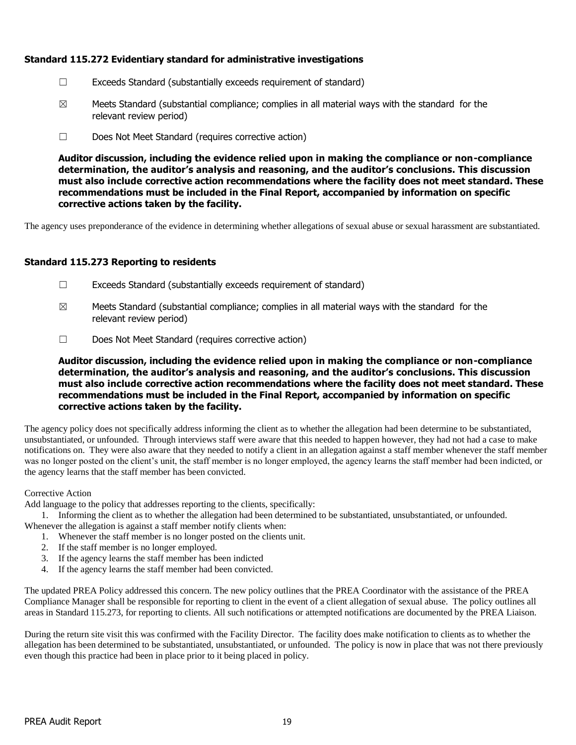### Standard 115.272 Evidentiary standard for administrative investigations

☐ Exceeds Standard (substantially exceeds requirement of standard)

☒ Meets Standard (substantial compliance; complies in all material ways with the standard for the relevant review period)

☐ Does Not Meet Standard (requires corrective action)

**Auditor discussion, including the evidence relied upon in making the compliance or non-compliance determination, the auditor's analysis and reasoning, and the auditor's conclusions. This discussion must also include corrective action recommendations where the facility does not meet standard. These recommendations must be included in the Final Report, accompanied by information on specific corrective actions taken by the facility.**

The agency uses preponderance of the evidence in determining whether allegations of sexual abuse or sexual harassment are substantiated.

### Standard 115.273 Reporting to residents

☐ Exceeds Standard (substantially exceeds requirement of standard)

☒ Meets Standard (substantial compliance; complies in all material ways with the standard for the relevant review period)

☐ Does Not Meet Standard (requires corrective action)

**Auditor discussion, including the evidence relied upon in making the compliance or non-compliance determination, the auditor's analysis and reasoning, and the auditor's conclusions. This discussion must also include corrective action recommendations where the facility does not meet standard. These recommendations must be included in the Final Report, accompanied by information on specific corrective actions taken by the facility.**

The agency policy does not specifically address informing the client as to whether the allegation had been determine to be substantiated, unsubstantiated, or unfounded. Through interviews staff were aware that this needed to happen however, they had not had a case to make notifications on. They were also aware that they needed to notify a client in an allegation against a staff member whenever the staff member was no longer posted on the client's unit, the staff member is no longer employed, the agency learns the staff member had been indicted, or the agency learns that the staff member has been convicted.

Corrective Action

Add language to the policy that addresses reporting to the clients, specifically:

1. Informing the client as to whether the allegation had been determined to be substantiated, unsubstantiated, or unfounded.

Whenever the allegation is against a staff member notify clients when:

1. Whenever the staff member is no longer posted on the clients unit.
2. If the staff member is no longer employed.
3. If the agency learns the staff member has been indicted
4. If the agency learns the staff member had been convicted.

The updated PREA Policy addressed this concern. The new policy outlines that the PREA Coordinator with the assistance of the PREA Compliance Manager shall be responsible for reporting to client in the event of a client allegation of sexual abuse. The policy outlines all areas in Standard 115.273, for reporting to clients. All such notifications or attempted notifications are documented by the PREA Liaison.

During the return site visit this was confirmed with the Facility Director. The facility does make notification to clients as to whether the allegation has been determined to be substantiated, unsubstantiated, or unfounded. The policy is now in place that was not there previously even though this practice had been in place prior to it being placed in policy.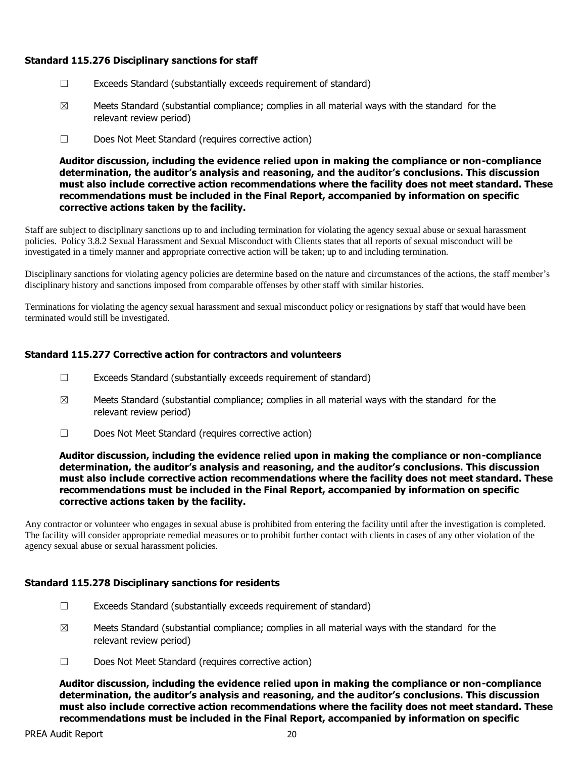### Standard 115.276 Disciplinary sanctions for staff

☐ Exceeds Standard (substantially exceeds requirement of standard)

☒ Meets Standard (substantial compliance; complies in all material ways with the standard for the relevant review period)

☐ Does Not Meet Standard (requires corrective action)

**Auditor discussion, including the evidence relied upon in making the compliance or non-compliance determination, the auditor's analysis and reasoning, and the auditor's conclusions. This discussion must also include corrective action recommendations where the facility does not meet standard. These recommendations must be included in the Final Report, accompanied by information on specific corrective actions taken by the facility.**

Staff are subject to disciplinary sanctions up to and including termination for violating the agency sexual abuse or sexual harassment policies. Policy 3.8.2 Sexual Harassment and Sexual Misconduct with Clients states that all reports of sexual misconduct will be investigated in a timely manner and appropriate corrective action will be taken; up to and including termination.

Disciplinary sanctions for violating agency policies are determine based on the nature and circumstances of the actions, the staff member's disciplinary history and sanctions imposed from comparable offenses by other staff with similar histories.

Terminations for violating the agency sexual harassment and sexual misconduct policy or resignations by staff that would have been terminated would still be investigated.

### Standard 115.277 Corrective action for contractors and volunteers

☐ Exceeds Standard (substantially exceeds requirement of standard)

☒ Meets Standard (substantial compliance; complies in all material ways with the standard for the relevant review period)

☐ Does Not Meet Standard (requires corrective action)

**Auditor discussion, including the evidence relied upon in making the compliance or non-compliance determination, the auditor's analysis and reasoning, and the auditor's conclusions. This discussion must also include corrective action recommendations where the facility does not meet standard. These recommendations must be included in the Final Report, accompanied by information on specific corrective actions taken by the facility.**

Any contractor or volunteer who engages in sexual abuse is prohibited from entering the facility until after the investigation is completed. The facility will consider appropriate remedial measures or to prohibit further contact with clients in cases of any other violation of the agency sexual abuse or sexual harassment policies.

### Standard 115.278 Disciplinary sanctions for residents

☐ Exceeds Standard (substantially exceeds requirement of standard)

☒ Meets Standard (substantial compliance; complies in all material ways with the standard for the relevant review period)

☐ Does Not Meet Standard (requires corrective action)

**Auditor discussion, including the evidence relied upon in making the compliance or non-compliance determination, the auditor's analysis and reasoning, and the auditor's conclusions. This discussion must also include corrective action recommendations where the facility does not meet standard. These recommendations must be included in the Final Report, accompanied by information on specific**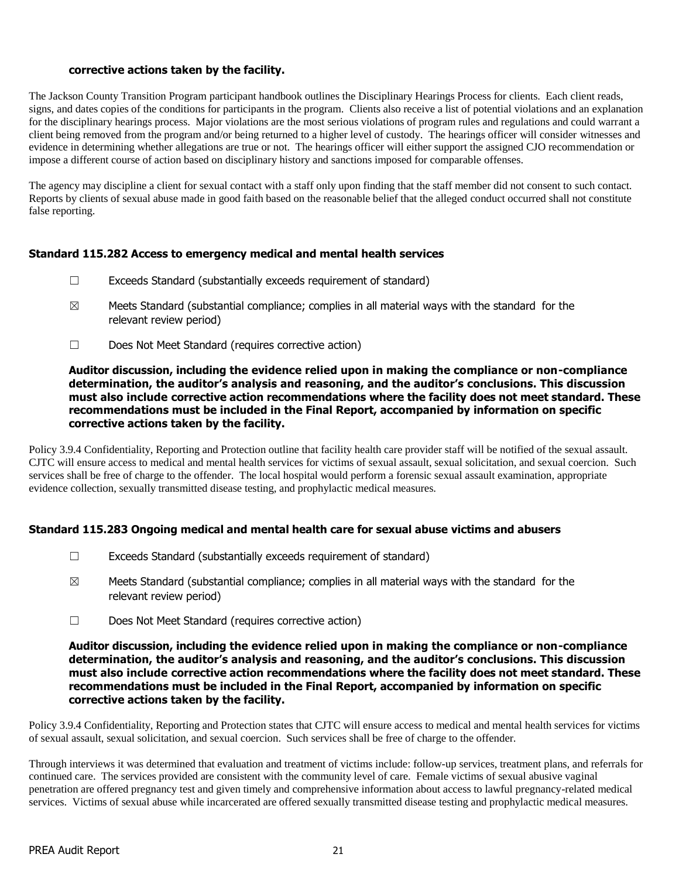**corrective actions taken by the facility.**

The Jackson County Transition Program participant handbook outlines the Disciplinary Hearings Process for clients. Each client reads, signs, and dates copies of the conditions for participants in the program. Clients also receive a list of potential violations and an explanation for the disciplinary hearings process. Major violations are the most serious violations of program rules and regulations and could warrant a client being removed from the program and/or being returned to a higher level of custody. The hearings officer will consider witnesses and evidence in determining whether allegations are true or not. The hearings officer will either support the assigned CJO recommendation or impose a different course of action based on disciplinary history and sanctions imposed for comparable offenses.

The agency may discipline a client for sexual contact with a staff only upon finding that the staff member did not consent to such contact. Reports by clients of sexual abuse made in good faith based on the reasonable belief that the alleged conduct occurred shall not constitute false reporting.

### Standard 115.282 Access to emergency medical and mental health services

☐ Exceeds Standard (substantially exceeds requirement of standard)

☒ Meets Standard (substantial compliance; complies in all material ways with the standard for the relevant review period)

☐ Does Not Meet Standard (requires corrective action)

**Auditor discussion, including the evidence relied upon in making the compliance or non-compliance determination, the auditor's analysis and reasoning, and the auditor's conclusions. This discussion must also include corrective action recommendations where the facility does not meet standard. These recommendations must be included in the Final Report, accompanied by information on specific corrective actions taken by the facility.**

Policy 3.9.4 Confidentiality, Reporting and Protection outline that facility health care provider staff will be notified of the sexual assault. CJTC will ensure access to medical and mental health services for victims of sexual assault, sexual solicitation, and sexual coercion. Such services shall be free of charge to the offender. The local hospital would perform a forensic sexual assault examination, appropriate evidence collection, sexually transmitted disease testing, and prophylactic medical measures.

### Standard 115.283 Ongoing medical and mental health care for sexual abuse victims and abusers

☐ Exceeds Standard (substantially exceeds requirement of standard)

☒ Meets Standard (substantial compliance; complies in all material ways with the standard for the relevant review period)

☐ Does Not Meet Standard (requires corrective action)

**Auditor discussion, including the evidence relied upon in making the compliance or non-compliance determination, the auditor's analysis and reasoning, and the auditor's conclusions. This discussion must also include corrective action recommendations where the facility does not meet standard. These recommendations must be included in the Final Report, accompanied by information on specific corrective actions taken by the facility.**

Policy 3.9.4 Confidentiality, Reporting and Protection states that CJTC will ensure access to medical and mental health services for victims of sexual assault, sexual solicitation, and sexual coercion. Such services shall be free of charge to the offender.

Through interviews it was determined that evaluation and treatment of victims include: follow-up services, treatment plans, and referrals for continued care. The services provided are consistent with the community level of care. Female victims of sexual abusive vaginal penetration are offered pregnancy test and given timely and comprehensive information about access to lawful pregnancy-related medical services. Victims of sexual abuse while incarcerated are offered sexually transmitted disease testing and prophylactic medical measures.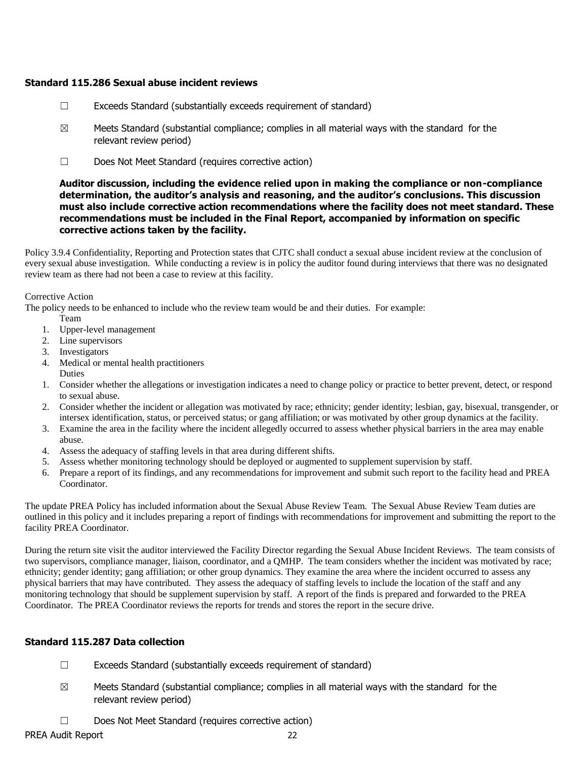### Standard 115.286 Sexual abuse incident reviews

☐ Exceeds Standard (substantially exceeds requirement of standard)

☒ Meets Standard (substantial compliance; complies in all material ways with the standard for the relevant review period)

☐ Does Not Meet Standard (requires corrective action)

**Auditor discussion, including the evidence relied upon in making the compliance or non-compliance determination, the auditor's analysis and reasoning, and the auditor's conclusions. This discussion must also include corrective action recommendations where the facility does not meet standard. These recommendations must be included in the Final Report, accompanied by information on specific corrective actions taken by the facility.**

Policy 3.9.4 Confidentiality, Reporting and Protection states that CJTC shall conduct a sexual abuse incident review at the conclusion of every sexual abuse investigation. While conducting a review is in policy the auditor found during interviews that there was no designated review team as there had not been a case to review at this facility.

Corrective Action

The policy needs to be enhanced to include who the review team would be and their duties. For example:

Team

1. Upper-level management
2. Line supervisors
3. Investigators
4. Medical or mental health practitioners

Duties

1. Consider whether the allegations or investigation indicates a need to change policy or practice to better prevent, detect, or respond to sexual abuse.
2. Consider whether the incident or allegation was motivated by race; ethnicity; gender identity; lesbian, gay, bisexual, transgender, or intersex identification, status, or perceived status; or gang affiliation; or was motivated by other group dynamics at the facility.
3. Examine the area in the facility where the incident allegedly occurred to assess whether physical barriers in the area may enable abuse.
4. Assess the adequacy of staffing levels in that area during different shifts.
5. Assess whether monitoring technology should be deployed or augmented to supplement supervision by staff.
6. Prepare a report of its findings, and any recommendations for improvement and submit such report to the facility head and PREA Coordinator.

The update PREA Policy has included information about the Sexual Abuse Review Team. The Sexual Abuse Review Team duties are outlined in this policy and it includes preparing a report of findings with recommendations for improvement and submitting the report to the facility PREA Coordinator.

During the return site visit the auditor interviewed the Facility Director regarding the Sexual Abuse Incident Reviews. The team consists of two supervisors, compliance manager, liaison, coordinator, and a QMHP. The team considers whether the incident was motivated by race; ethnicity; gender identity; gang affiliation; or other group dynamics. They examine the area where the incident occurred to assess any physical barriers that may have contributed. They assess the adequacy of staffing levels to include the location of the staff and any monitoring technology that should be supplement supervision by staff. A report of the finds is prepared and forwarded to the PREA Coordinator. The PREA Coordinator reviews the reports for trends and stores the report in the secure drive.

### Standard 115.287 Data collection

☐ Exceeds Standard (substantially exceeds requirement of standard)

☒ Meets Standard (substantial compliance; complies in all material ways with the standard for the relevant review period)

☐ Does Not Meet Standard (requires corrective action)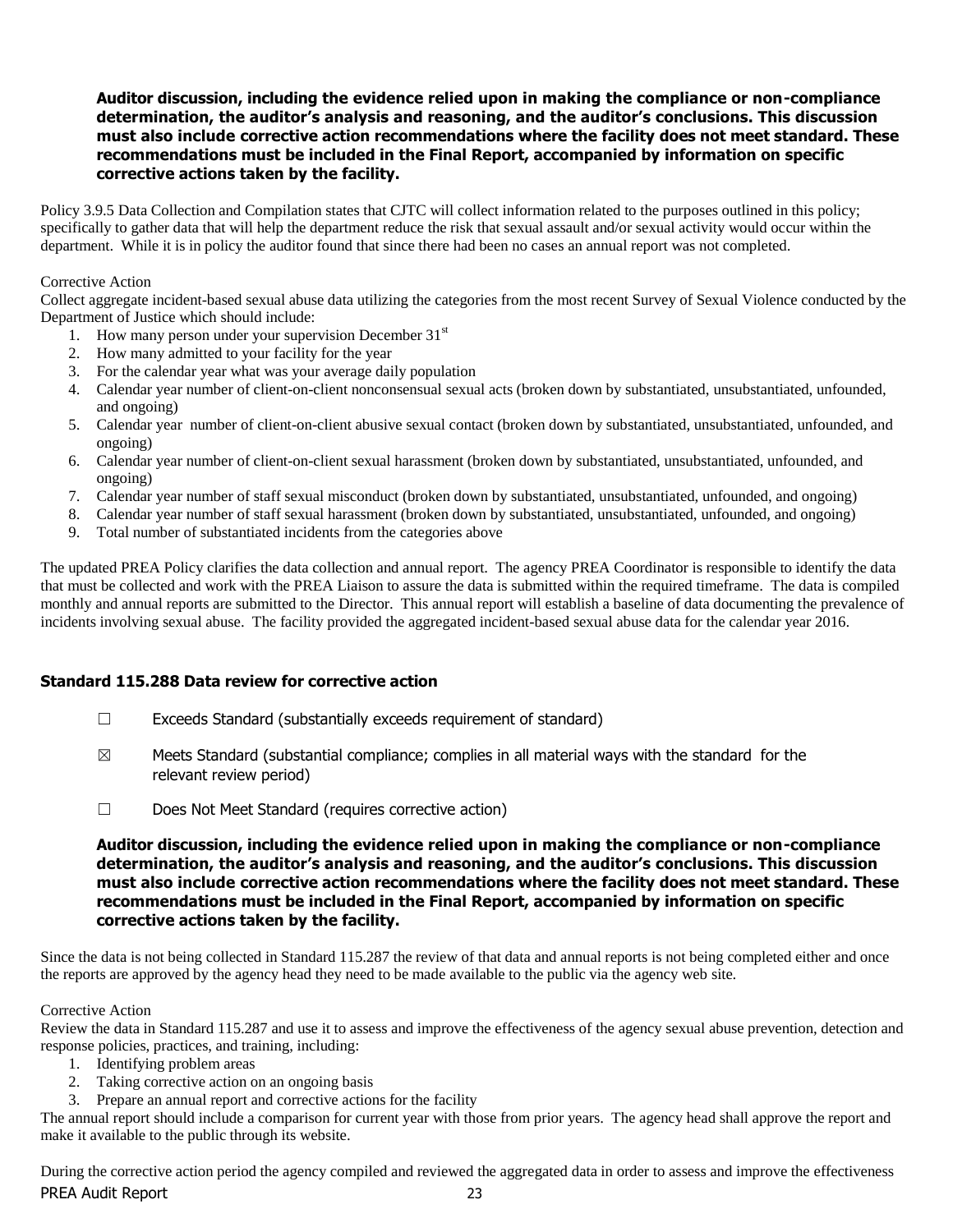**Auditor discussion, including the evidence relied upon in making the compliance or non-compliance determination, the auditor's analysis and reasoning, and the auditor's conclusions. This discussion must also include corrective action recommendations where the facility does not meet standard. These recommendations must be included in the Final Report, accompanied by information on specific corrective actions taken by the facility.**

Policy 3.9.5 Data Collection and Compilation states that CJTC will collect information related to the purposes outlined in this policy; specifically to gather data that will help the department reduce the risk that sexual assault and/or sexual activity would occur within the department. While it is in policy the auditor found that since there had been no cases an annual report was not completed.

Corrective Action

Collect aggregate incident-based sexual abuse data utilizing the categories from the most recent Survey of Sexual Violence conducted by the Department of Justice which should include:

1. How many person under your supervision December 31st
2. How many admitted to your facility for the year
3. For the calendar year what was your average daily population
4. Calendar year number of client-on-client nonconsensual sexual acts (broken down by substantiated, unsubstantiated, unfounded, and ongoing)
5. Calendar year number of client-on-client abusive sexual contact (broken down by substantiated, unsubstantiated, unfounded, and ongoing)
6. Calendar year number of client-on-client sexual harassment (broken down by substantiated, unsubstantiated, unfounded, and ongoing)
7. Calendar year number of staff sexual misconduct (broken down by substantiated, unsubstantiated, unfounded, and ongoing)
8. Calendar year number of staff sexual harassment (broken down by substantiated, unsubstantiated, unfounded, and ongoing)
9. Total number of substantiated incidents from the categories above

The updated PREA Policy clarifies the data collection and annual report. The agency PREA Coordinator is responsible to identify the data that must be collected and work with the PREA Liaison to assure the data is submitted within the required timeframe. The data is compiled monthly and annual reports are submitted to the Director. This annual report will establish a baseline of data documenting the prevalence of incidents involving sexual abuse. The facility provided the aggregated incident-based sexual abuse data for the calendar year 2016.

### Standard 115.288 Data review for corrective action

☐ Exceeds Standard (substantially exceeds requirement of standard)

☒ Meets Standard (substantial compliance; complies in all material ways with the standard for the relevant review period)

☐ Does Not Meet Standard (requires corrective action)

**Auditor discussion, including the evidence relied upon in making the compliance or non-compliance determination, the auditor's analysis and reasoning, and the auditor's conclusions. This discussion must also include corrective action recommendations where the facility does not meet standard. These recommendations must be included in the Final Report, accompanied by information on specific corrective actions taken by the facility.**

Since the data is not being collected in Standard 115.287 the review of that data and annual reports is not being completed either and once the reports are approved by the agency head they need to be made available to the public via the agency web site.

Corrective Action

Review the data in Standard 115.287 and use it to assess and improve the effectiveness of the agency sexual abuse prevention, detection and response policies, practices, and training, including:

1. Identifying problem areas
2. Taking corrective action on an ongoing basis
3. Prepare an annual report and corrective actions for the facility

The annual report should include a comparison for current year with those from prior years. The agency head shall approve the report and make it available to the public through its website.

During the corrective action period the agency compiled and reviewed the aggregated data in order to assess and improve the effectiveness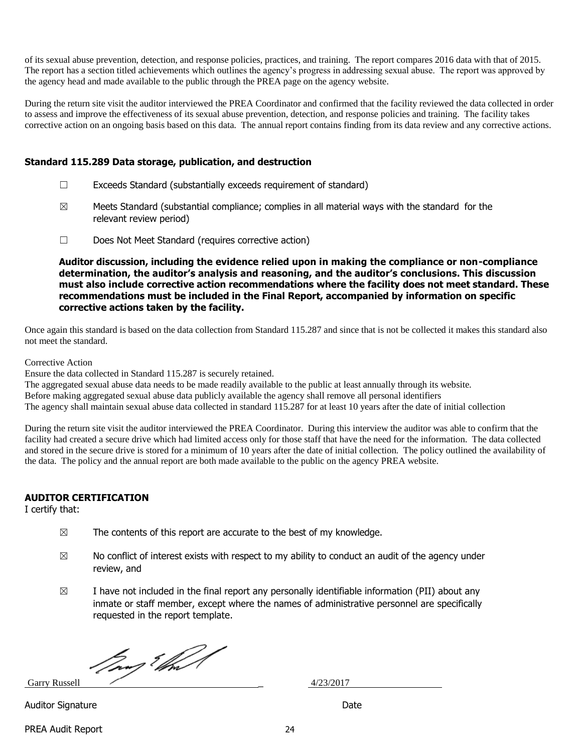of its sexual abuse prevention, detection, and response policies, practices, and training. The report compares 2016 data with that of 2015. The report has a section titled achievements which outlines the agency's progress in addressing sexual abuse. The report was approved by the agency head and made available to the public through the PREA page on the agency website.

During the return site visit the auditor interviewed the PREA Coordinator and confirmed that the facility reviewed the data collected in order to assess and improve the effectiveness of its sexual abuse prevention, detection, and response policies and training. The facility takes corrective action on an ongoing basis based on this data. The annual report contains finding from its data review and any corrective actions.

### Standard 115.289 Data storage, publication, and destruction

☐ Exceeds Standard (substantially exceeds requirement of standard)

☒ Meets Standard (substantial compliance; complies in all material ways with the standard for the relevant review period)

☐ Does Not Meet Standard (requires corrective action)

**Auditor discussion, including the evidence relied upon in making the compliance or non-compliance determination, the auditor's analysis and reasoning, and the auditor's conclusions. This discussion must also include corrective action recommendations where the facility does not meet standard. These recommendations must be included in the Final Report, accompanied by information on specific corrective actions taken by the facility.**

Once again this standard is based on the data collection from Standard 115.287 and since that is not be collected it makes this standard also not meet the standard.

Corrective Action
Ensure the data collected in Standard 115.287 is securely retained.
The aggregated sexual abuse data needs to be made readily available to the public at least annually through its website.
Before making aggregated sexual abuse data publicly available the agency shall remove all personal identifiers
The agency shall maintain sexual abuse data collected in standard 115.287 for at least 10 years after the date of initial collection

During the return site visit the auditor interviewed the PREA Coordinator. During this interview the auditor was able to confirm that the facility had created a secure drive which had limited access only for those staff that have the need for the information. The data collected and stored in the secure drive is stored for a minimum of 10 years after the date of initial collection. The policy outlined the availability of the data. The policy and the annual report are both made available to the public on the agency PREA website.

### AUDITOR CERTIFICATION

I certify that:

☒ The contents of this report are accurate to the best of my knowledge.

☒ No conflict of interest exists with respect to my ability to conduct an audit of the agency under review, and

☒ I have not included in the final report any personally identifiable information (PII) about any inmate or staff member, except where the names of administrative personnel are specifically requested in the report template.

Garry Russell _ 4/23/2017

Auditor Signature Date